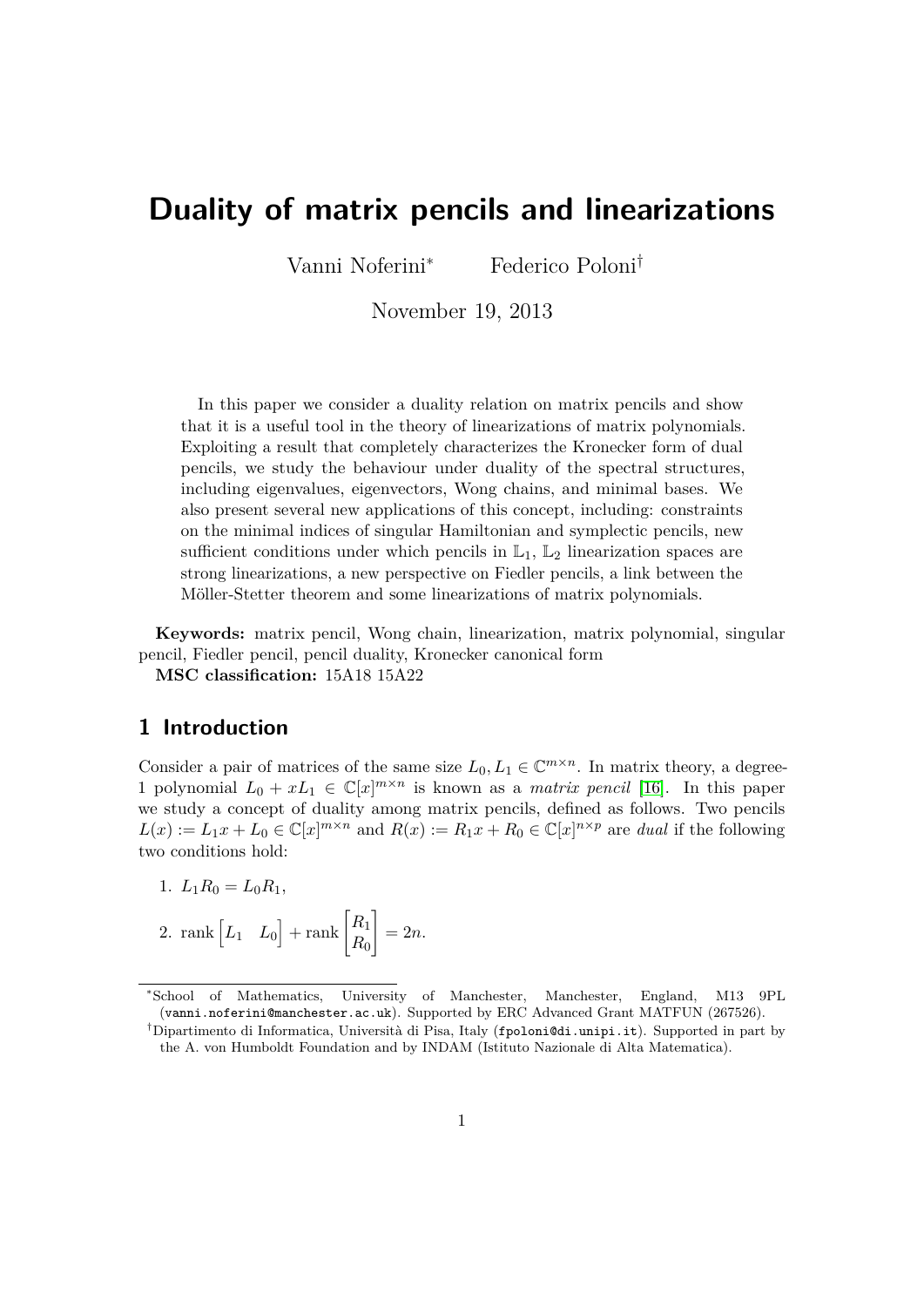# Duality of matrix pencils and linearizations

Vanni Noferini[*] Federico Poloni[†]

November 19, 2013

In this paper we consider a duality relation on matrix pencils and show that it is a useful tool in the theory of linearizations of matrix polynomials. Exploiting a result that completely characterizes the Kronecker form of dual pencils, we study the behaviour under duality of the spectral structures, including eigenvalues, eigenvectors, Wong chains, and minimal bases. We also present several new applications of this concept, including: constraints on the minimal indices of singular Hamiltonian and symplectic pencils, new sufficient conditions under which pencils in $\mathbb{L}_1$, $\mathbb{L}_2$ linearization spaces are strong linearizations, a new perspective on Fiedler pencils, a link between the Möller-Stetter theorem and some linearizations of matrix polynomials.

**Keywords:** matrix pencil, Wong chain, linearization, matrix polynomial, singular pencil, Fiedler pencil, pencil duality, Kronecker canonical form

**MSC classification:** 15A18 15A22

## 1 Introduction

Consider a pair of matrices of the same size $L_0, L_1 \in \mathbb{C}^{m\times n}$. In matrix theory, a degree-1 polynomial $L_0 + xL_1 \in \mathbb{C}[x]^{m\times n}$ is known as a *matrix pencil* [16]. In this paper we study a concept of duality among matrix pencils, defined as follows. Two pencils $L(x) := L_1 x + L_0 \in \mathbb{C}[x]^{m\times n}$ and $R(x) := R_1 x + R_0 \in \mathbb{C}[x]^{n\times p}$ are *dual* if the following two conditions hold:

1. $L_1 R_0 = L_0 R_1$,
2. $\operatorname{rank} \begin{bmatrix} L_1 & L_0 \end{bmatrix} + \operatorname{rank} \begin{bmatrix} R_1 \\ R_0 \end{bmatrix} = 2n.$

[*] School of Mathematics, University of Manchester, Manchester, England, M13 9PL (vanni.noferini@manchester.ac.uk). Supported by ERC Advanced Grant MATFUN (267526).

[†] Dipartimento di Informatica, Università di Pisa, Italy (fpoloni@di.unipi.it). Supported in part by the A. von Humboldt Foundation and by INDAM (Istituto Nazionale di Alta Matematica).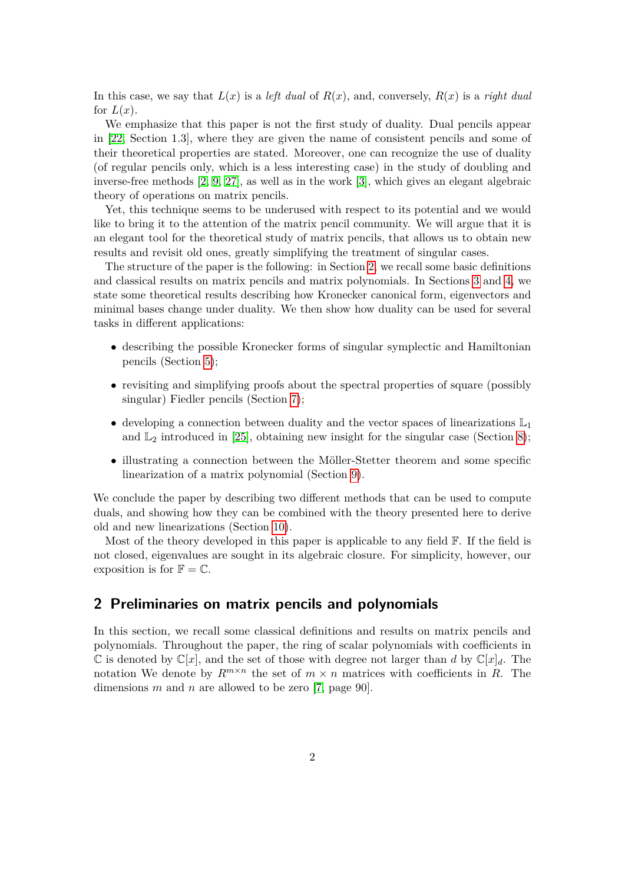In this case, we say that $L(x)$ is a *left dual* of $R(x)$, and, conversely, $R(x)$ is a *right dual* for $L(x)$.

We emphasize that this paper is not the first study of duality. Dual pencils appear in [22, Section 1.3], where they are given the name of consistent pencils and some of their theoretical properties are stated. Moreover, one can recognize the use of duality (of regular pencils only, which is a less interesting case) in the study of doubling and inverse-free methods [2, 9, 27], as well as in the work [3], which gives an elegant algebraic theory of operations on matrix pencils.

Yet, this technique seems to be underused with respect to its potential and we would like to bring it to the attention of the matrix pencil community. We will argue that it is an elegant tool for the theoretical study of matrix pencils, that allows us to obtain new results and revisit old ones, greatly simplifying the treatment of singular cases.

The structure of the paper is the following: in Section 2, we recall some basic definitions and classical results on matrix pencils and matrix polynomials. In Sections 3 and 4, we state some theoretical results describing how Kronecker canonical form, eigenvectors and minimal bases change under duality. We then show how duality can be used for several tasks in different applications:

- describing the possible Kronecker forms of singular symplectic and Hamiltonian pencils (Section 5);
- revisiting and simplifying proofs about the spectral properties of square (possibly singular) Fiedler pencils (Section 7);
- developing a connection between duality and the vector spaces of linearizations $\mathbb{L}_1$ and $\mathbb{L}_2$ introduced in [25], obtaining new insight for the singular case (Section 8);
- illustrating a connection between the Möller-Stetter theorem and some specific linearization of a matrix polynomial (Section 9).

We conclude the paper by describing two different methods that can be used to compute duals, and showing how they can be combined with the theory presented here to derive old and new linearizations (Section 10).

Most of the theory developed in this paper is applicable to any field $\mathbb{F}$. If the field is not closed, eigenvalues are sought in its algebraic closure. For simplicity, however, our exposition is for $\mathbb{F} = \mathbb{C}$.

## 2 Preliminaries on matrix pencils and polynomials

In this section, we recall some classical definitions and results on matrix pencils and polynomials. Throughout the paper, the ring of scalar polynomials with coefficients in $\mathbb{C}$ is denoted by $\mathbb{C}[x]$, and the set of those with degree not larger than $d$ by $\mathbb{C}[x]_d$. The notation We denote by $R^{m\times n}$ the set of $m \times n$ matrices with coefficients in $R$. The dimensions $m$ and $n$ are allowed to be zero [7, page 90].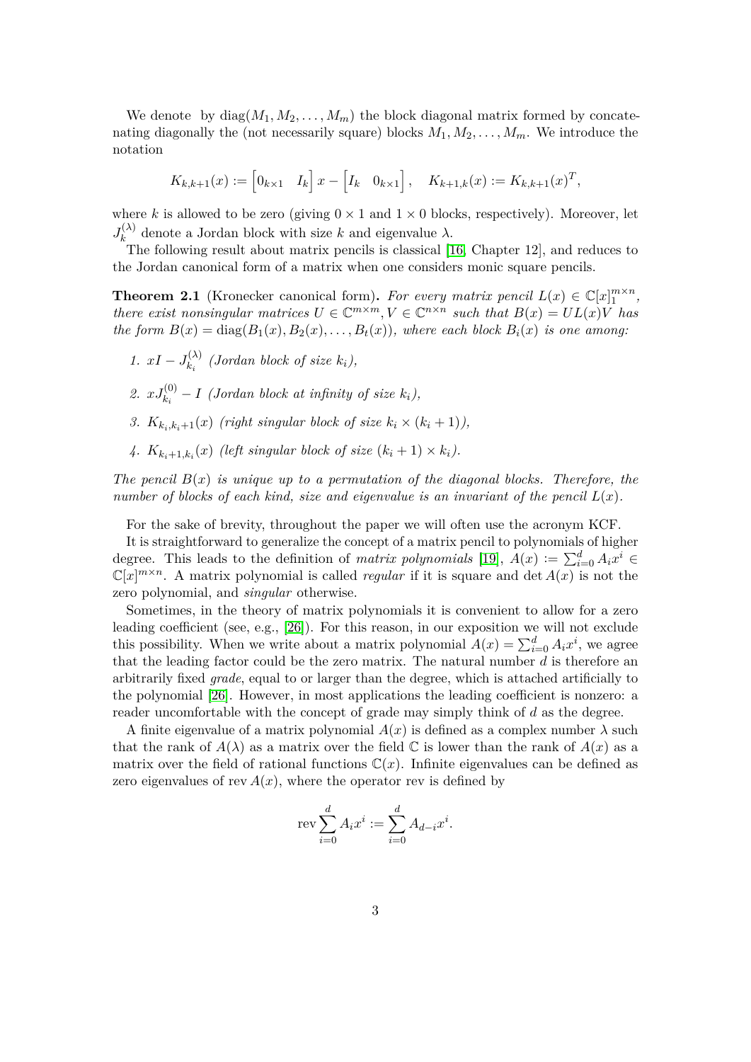We denote by $\operatorname{diag}(M_1, M_2, \dots, M_m)$ the block diagonal matrix formed by concatenating diagonally the (not necessarily square) blocks $M_1, M_2, \dots, M_m$. We introduce the notation

$$K_{k,k+1}(x) := \begin{bmatrix} 0_{k\times 1} & I_k \end{bmatrix} x - \begin{bmatrix} I_k & 0_{k\times 1} \end{bmatrix}, \quad K_{k+1,k}(x) := K_{k,k+1}(x)^T,$$

where $k$ is allowed to be zero (giving $0 \times 1$ and $1 \times 0$ blocks, respectively). Moreover, let $J_k^{(\lambda)}$ denote a Jordan block with size $k$ and eigenvalue $\lambda$.

The following result about matrix pencils is classical [16, Chapter 12], and reduces to the Jordan canonical form of a matrix when one considers monic square pencils.

**Theorem 2.1** (Kronecker canonical form)**.** *For every matrix pencil $L(x) \in \mathbb{C}[x]_1^{m\times n}$, there exist nonsingular matrices $U \in \mathbb{C}^{m\times m}, V \in \mathbb{C}^{n\times n}$ such that $B(x) = UL(x)V$ has the form $B(x) = \operatorname{diag}(B_1(x), B_2(x), \dots, B_t(x))$, where each block $B_i(x)$ is one among:*

1. *$xI - J_{k_i}^{(\lambda)}$ (Jordan block of size $k_i$),*
2. *$xJ_{k_i}^{(0)} - I$ (Jordan block at infinity of size $k_i$),*
3. *$K_{k_i,k_i+1}(x)$ (right singular block of size $k_i \times (k_i + 1)$),*
4. *$K_{k_i+1,k_i}(x)$ (left singular block of size $(k_i + 1) \times k_i$).*

*The pencil $B(x)$ is unique up to a permutation of the diagonal blocks. Therefore, the number of blocks of each kind, size and eigenvalue is an invariant of the pencil $L(x)$.*

For the sake of brevity, throughout the paper we will often use the acronym KCF.

It is straightforward to generalize the concept of a matrix pencil to polynomials of higher degree. This leads to the definition of *matrix polynomials* [19], $A(x) := \sum_{i=0}^{d} A_i x^i \in \mathbb{C}[x]^{m\times n}$. A matrix polynomial is called *regular* if it is square and $\det A(x)$ is not the zero polynomial, and *singular* otherwise.

Sometimes, in the theory of matrix polynomials it is convenient to allow for a zero leading coefficient (see, e.g., [26]). For this reason, in our exposition we will not exclude this possibility. When we write about a matrix polynomial $A(x) = \sum_{i=0}^{d} A_i x^i$, we agree that the leading factor could be the zero matrix. The natural number $d$ is therefore an arbitrarily fixed *grade*, equal to or larger than the degree, which is attached artificially to the polynomial [26]. However, in most applications the leading coefficient is nonzero: a reader uncomfortable with the concept of grade may simply think of $d$ as the degree.

A finite eigenvalue of a matrix polynomial $A(x)$ is defined as a complex number $\lambda$ such that the rank of $A(\lambda)$ as a matrix over the field $\mathbb{C}$ is lower than the rank of $A(x)$ as a matrix over the field of rational functions $\mathbb{C}(x)$. Infinite eigenvalues can be defined as zero eigenvalues of $\operatorname{rev} A(x)$, where the operator rev is defined by

$$\operatorname{rev} \sum_{i=0}^{d} A_i x^i := \sum_{i=0}^{d} A_{d-i} x^i.$$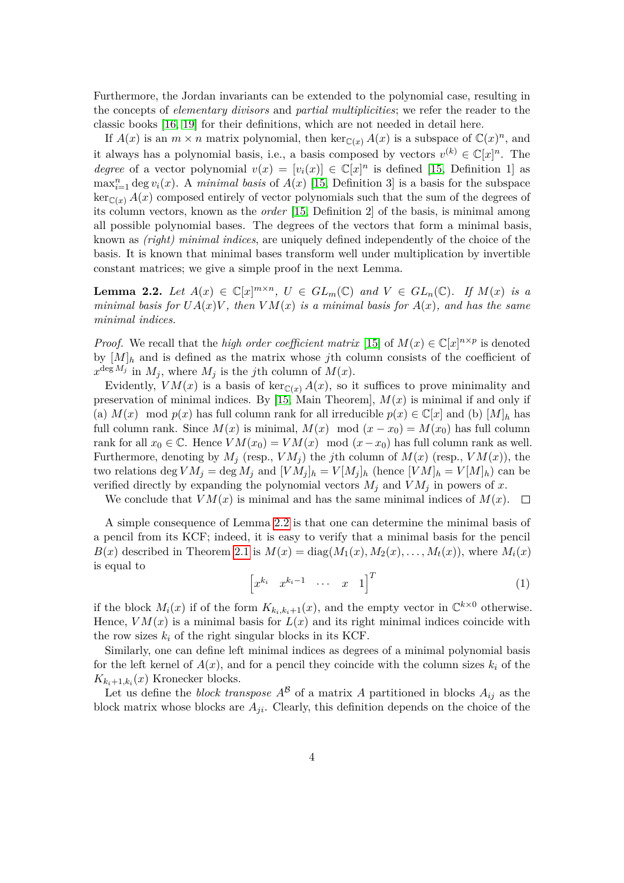Furthermore, the Jordan invariants can be extended to the polynomial case, resulting in the concepts of *elementary divisors* and *partial multiplicities*; we refer the reader to the classic books [16, 19] for their definitions, which are not needed in detail here.

If $A(x)$ is an $m \times n$ matrix polynomial, then $\ker_{\mathbb{C}(x)} A(x)$ is a subspace of $\mathbb{C}(x)^n$, and it always has a polynomial basis, i.e., a basis composed by vectors $v^{(k)} \in \mathbb{C}[x]^n$. The *degree* of a vector polynomial $v(x) = [v_i(x)] \in \mathbb{C}[x]^n$ is defined [15, Definition 1] as $\max_{i=1}^n \deg v_i(x)$. A *minimal basis* of $A(x)$ [15, Definition 3] is a basis for the subspace $\ker_{\mathbb{C}(x)} A(x)$ composed entirely of vector polynomials such that the sum of the degrees of its column vectors, known as the *order* [15, Definition 2] of the basis, is minimal among all possible polynomial bases. The degrees of the vectors that form a minimal basis, known as *(right) minimal indices*, are uniquely defined independently of the choice of the basis. It is known that minimal bases transform well under multiplication by invertible constant matrices; we give a simple proof in the next Lemma.

**Lemma 2.2.** *Let $A(x) \in \mathbb{C}[x]^{m \times n}$, $U \in GL_m(\mathbb{C})$ and $V \in GL_n(\mathbb{C})$. If $M(x)$ is a minimal basis for $UA(x)V$, then $VM(x)$ is a minimal basis for $A(x)$, and has the same minimal indices.*

*Proof.* We recall that the *high order coefficient matrix* [15] of $M(x) \in \mathbb{C}[x]^{n \times p}$ is denoted by $[M]_h$ and is defined as the matrix whose $j$th column consists of the coefficient of $x^{\deg M_j}$ in $M_j$, where $M_j$ is the $j$th column of $M(x)$.

Evidently, $VM(x)$ is a basis of $\ker_{\mathbb{C}(x)} A(x)$, so it suffices to prove minimality and preservation of minimal indices. By [15, Main Theorem], $M(x)$ is minimal if and only if (a) $M(x) \mod p(x)$ has full column rank for all irreducible $p(x) \in \mathbb{C}[x]$ and (b) $[M]_h$ has full column rank. Since $M(x)$ is minimal, $M(x) \mod (x - x_0) = M(x_0)$ has full column rank for all $x_0 \in \mathbb{C}$. Hence $VM(x_0) = VM(x) \mod (x - x_0)$ has full column rank as well. Furthermore, denoting by $M_j$ (resp., $VM_j$) the $j$th column of $M(x)$ (resp., $VM(x)$), the two relations $\deg VM_j = \deg M_j$ and $[VM_j]_h = V[M_j]_h$ (hence $[VM]_h = V[M]_h$) can be verified directly by expanding the polynomial vectors $M_j$ and $VM_j$ in powers of $x$.

We conclude that $VM(x)$ is minimal and has the same minimal indices of $M(x)$. $\square$

A simple consequence of Lemma 2.2 is that one can determine the minimal basis of a pencil from its KCF; indeed, it is easy to verify that a minimal basis for the pencil $B(x)$ described in Theorem 2.1 is $M(x) = \operatorname{diag}(M_1(x), M_2(x), \ldots, M_t(x))$, where $M_i(x)$ is equal to

$$\begin{bmatrix} x^{k_i} & x^{k_i - 1} & \cdots & x & 1 \end{bmatrix}^T \tag{1}$$

if the block $M_i(x)$ if of the form $K_{k_i,k_i+1}(x)$, and the empty vector in $\mathbb{C}^{k \times 0}$ otherwise. Hence, $VM(x)$ is a minimal basis for $L(x)$ and its right minimal indices coincide with the row sizes $k_i$ of the right singular blocks in its KCF.

Similarly, one can define left minimal indices as degrees of a minimal polynomial basis for the left kernel of $A(x)$, and for a pencil they coincide with the column sizes $k_i$ of the $K_{k_i+1,k_i}(x)$ Kronecker blocks.

Let us define the *block transpose* $A^{\mathcal{B}}$ of a matrix $A$ partitioned in blocks $A_{ij}$ as the block matrix whose blocks are $A_{ji}$. Clearly, this definition depends on the choice of the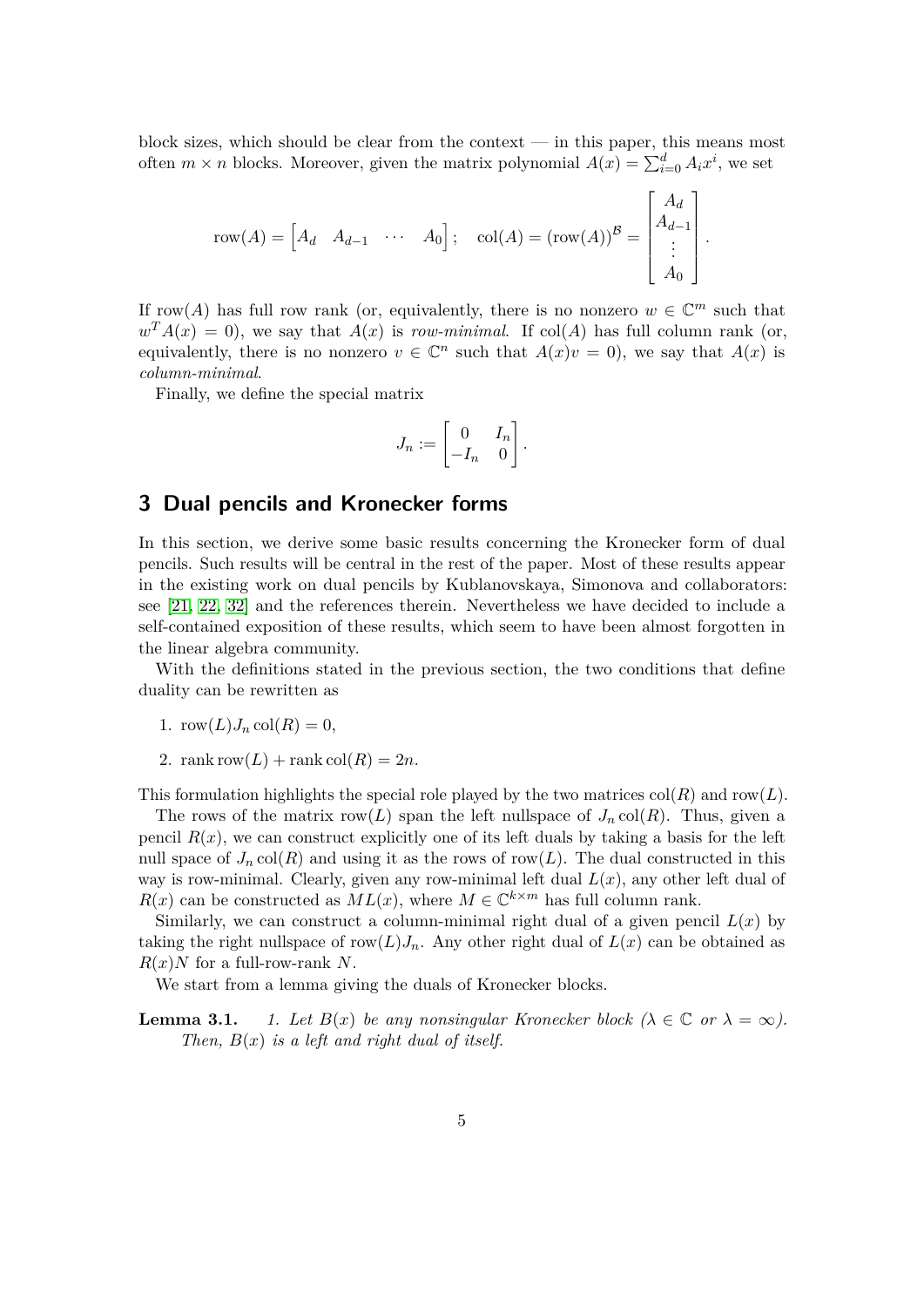block sizes, which should be clear from the context — in this paper, this means most often $m \times n$ blocks. Moreover, given the matrix polynomial $A(x) = \sum_{i=0}^{d} A_i x^i$, we set

$$\operatorname{row}(A) = \begin{bmatrix} A_d & A_{d-1} & \cdots & A_0 \end{bmatrix}; \quad \operatorname{col}(A) = (\operatorname{row}(A))^{\mathcal{B}} = \begin{bmatrix} A_d \\ A_{d-1} \\ \vdots \\ A_0 \end{bmatrix}.$$

If $\operatorname{row}(A)$ has full row rank (or, equivalently, there is no nonzero $w \in \mathbb{C}^m$ such that $w^T A(x) = 0$), we say that $A(x)$ is *row-minimal*. If $\operatorname{col}(A)$ has full column rank (or, equivalently, there is no nonzero $v \in \mathbb{C}^n$ such that $A(x)v = 0$), we say that $A(x)$ is *column-minimal*.

Finally, we define the special matrix

$$J_n := \begin{bmatrix} 0 & I_n \\ -I_n & 0 \end{bmatrix}.$$

## 3 Dual pencils and Kronecker forms

In this section, we derive some basic results concerning the Kronecker form of dual pencils. Such results will be central in the rest of the paper. Most of these results appear in the existing work on dual pencils by Kublanovskaya, Simonova and collaborators: see [21, 22, 32] and the references therein. Nevertheless we have decided to include a self-contained exposition of these results, which seem to have been almost forgotten in the linear algebra community.

With the definitions stated in the previous section, the two conditions that define duality can be rewritten as

1. $\operatorname{row}(L) J_n \operatorname{col}(R) = 0$,
2. $\operatorname{rank} \operatorname{row}(L) + \operatorname{rank} \operatorname{col}(R) = 2n$.

This formulation highlights the special role played by the two matrices $\operatorname{col}(R)$ and $\operatorname{row}(L)$.

The rows of the matrix $\operatorname{row}(L)$ span the left nullspace of $J_n \operatorname{col}(R)$. Thus, given a pencil $R(x)$, we can construct explicitly one of its left duals by taking a basis for the left null space of $J_n \operatorname{col}(R)$ and using it as the rows of $\operatorname{row}(L)$. The dual constructed in this way is row-minimal. Clearly, given any row-minimal left dual $L(x)$, any other left dual of $R(x)$ can be constructed as $ML(x)$, where $M \in \mathbb{C}^{k \times m}$ has full column rank.

Similarly, we can construct a column-minimal right dual of a given pencil $L(x)$ by taking the right nullspace of $\operatorname{row}(L) J_n$. Any other right dual of $L(x)$ can be obtained as $R(x)N$ for a full-row-rank $N$.

We start from a lemma giving the duals of Kronecker blocks.

**Lemma 3.1.** *1. Let $B(x)$ be any nonsingular Kronecker block ($\lambda \in \mathbb{C}$ or $\lambda = \infty$). Then, $B(x)$ is a left and right dual of itself.*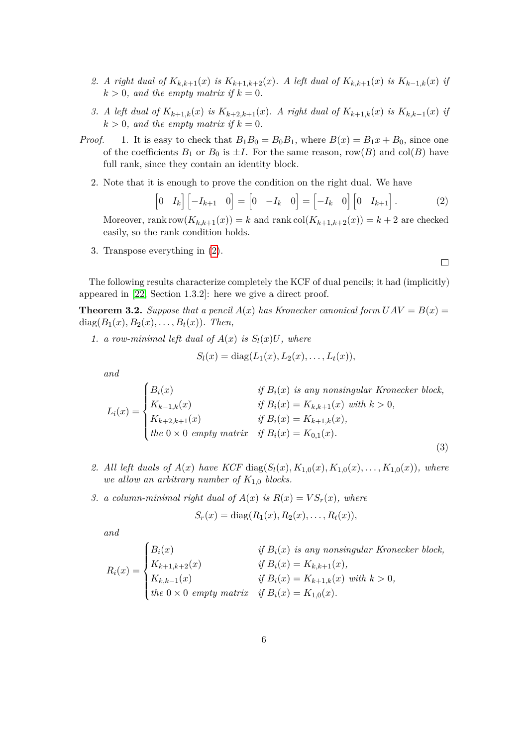2. *A right dual of $K_{k,k+1}(x)$ is $K_{k+1,k+2}(x)$. A left dual of $K_{k,k+1}(x)$ is $K_{k-1,k}(x)$ if $k > 0$, and the empty matrix if $k = 0$.*

3. *A left dual of $K_{k+1,k}(x)$ is $K_{k+2,k+1}(x)$. A right dual of $K_{k+1,k}(x)$ is $K_{k,k-1}(x)$ if $k > 0$, and the empty matrix if $k = 0$.*

*Proof.*

1. It is easy to check that $B_1 B_0 = B_0 B_1$, where $B(x) = B_1 x + B_0$, since one of the coefficients $B_1$ or $B_0$ is $\pm I$. For the same reason, $\operatorname{row}(B)$ and $\operatorname{col}(B)$ have full rank, since they contain an identity block.

2. Note that it is enough to prove the condition on the right dual. We have

$$\begin{bmatrix} 0 & I_k \end{bmatrix} \begin{bmatrix} -I_{k+1} & 0 \end{bmatrix} = \begin{bmatrix} 0 & -I_k & 0 \end{bmatrix} = \begin{bmatrix} -I_k & 0 \end{bmatrix} \begin{bmatrix} 0 & I_{k+1} \end{bmatrix}. \tag{2}$$

Moreover, $\operatorname{rank} \operatorname{row}(K_{k,k+1}(x)) = k$ and $\operatorname{rank} \operatorname{col}(K_{k+1,k+2}(x)) = k+2$ are checked easily, so the rank condition holds.

3. Transpose everything in (2).

□

The following results characterize completely the KCF of dual pencils; it had (implicitly) appeared in [22, Section 1.3.2]: here we give a direct proof.

**Theorem 3.2.** *Suppose that a pencil $A(x)$ has Kronecker canonical form $UAV = B(x) = \operatorname{diag}(B_1(x), B_2(x), \dots, B_t(x))$. Then,*

1. *a row-minimal left dual of $A(x)$ is $S_l(x)U$, where*

$$S_l(x) = \operatorname{diag}(L_1(x), L_2(x), \dots, L_t(x)),$$

*and*

$$L_i(x) = \begin{cases} B_i(x) & \text{if } B_i(x) \text{ is any nonsingular Kronecker block,} \\ K_{k-1,k}(x) & \text{if } B_i(x) = K_{k,k+1}(x) \text{ with } k > 0, \\ K_{k+2,k+1}(x) & \text{if } B_i(x) = K_{k+1,k}(x), \\ \text{the } 0 \times 0 \text{ empty matrix} & \text{if } B_i(x) = K_{0,1}(x). \end{cases} \tag{3}$$

2. *All left duals of $A(x)$ have KCF $\operatorname{diag}(S_l(x), K_{1,0}(x), K_{1,0}(x), \dots, K_{1,0}(x))$, where we allow an arbitrary number of $K_{1,0}$ blocks.*

3. *a column-minimal right dual of $A(x)$ is $R(x) = VS_r(x)$, where*

$$S_r(x) = \operatorname{diag}(R_1(x), R_2(x), \dots, R_t(x)),$$

*and*

$$R_i(x) = \begin{cases} B_i(x) & \text{if } B_i(x) \text{ is any nonsingular Kronecker block,} \\ K_{k+1,k+2}(x) & \text{if } B_i(x) = K_{k,k+1}(x), \\ K_{k,k-1}(x) & \text{if } B_i(x) = K_{k+1,k}(x) \text{ with } k > 0, \\ \text{the } 0 \times 0 \text{ empty matrix} & \text{if } B_i(x) = K_{1,0}(x). \end{cases}$$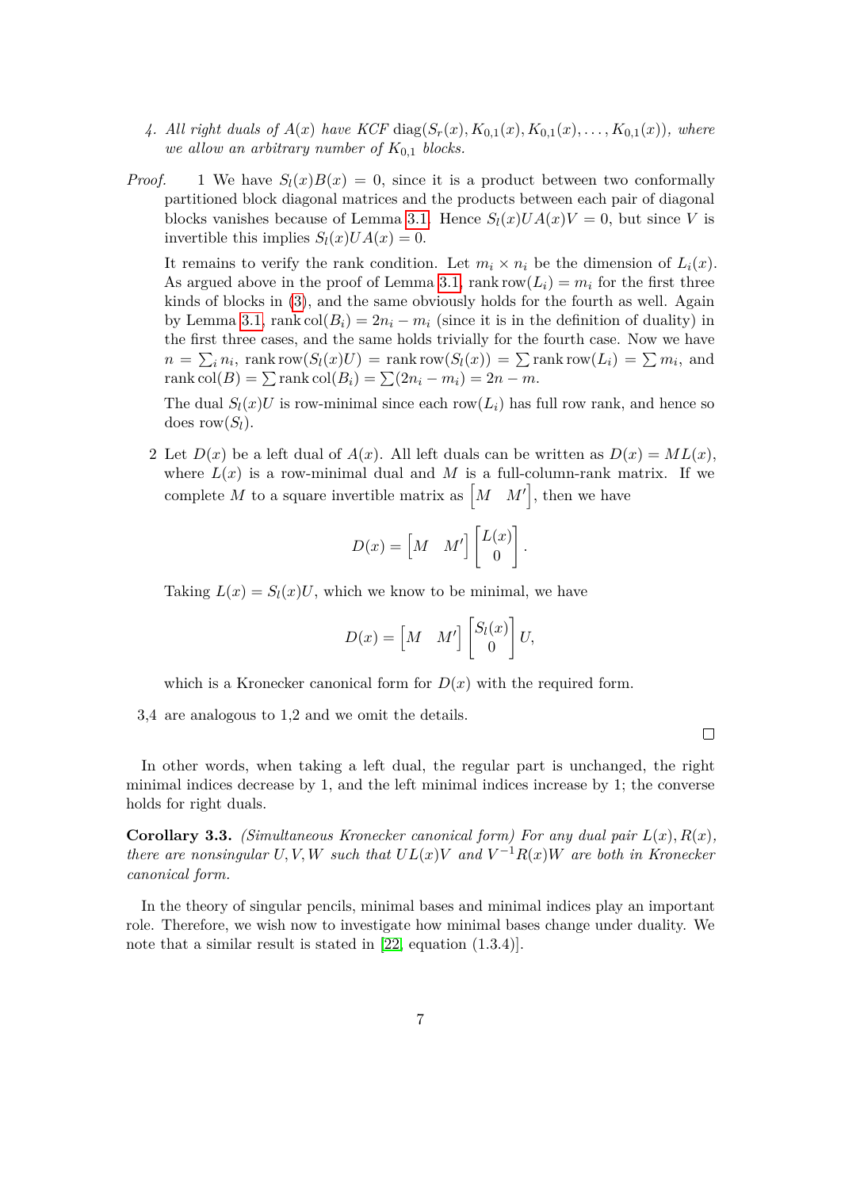4. *All right duals of $A(x)$ have KCF $\operatorname{diag}(S_r(x), K_{0,1}(x), K_{0,1}(x), \dots, K_{0,1}(x))$, where we allow an arbitrary number of $K_{0,1}$ blocks.*

*Proof.* 1 We have $S_l(x)B(x) = 0$, since it is a product between two conformally partitioned block diagonal matrices and the products between each pair of diagonal blocks vanishes because of Lemma 3.1. Hence $S_l(x)UA(x)V = 0$, but since $V$ is invertible this implies $S_l(x)UA(x) = 0$.

It remains to verify the rank condition. Let $m_i \times n_i$ be the dimension of $L_i(x)$. As argued above in the proof of Lemma 3.1, $\operatorname{rank}\operatorname{row}(L_i) = m_i$ for the first three kinds of blocks in (3), and the same obviously holds for the fourth as well. Again by Lemma 3.1, $\operatorname{rank}\operatorname{col}(B_i) = 2n_i - m_i$ (since it is in the definition of duality) in the first three cases, and the same holds trivially for the fourth case. Now we have $n = \sum_i n_i$, $\operatorname{rank}\operatorname{row}(S_l(x)U) = \operatorname{rank}\operatorname{row}(S_l(x)) = \sum \operatorname{rank}\operatorname{row}(L_i) = \sum m_i$, and $\operatorname{rank}\operatorname{col}(B) = \sum \operatorname{rank}\operatorname{col}(B_i) = \sum(2n_i - m_i) = 2n - m$.

The dual $S_l(x)U$ is row-minimal since each $\operatorname{row}(L_i)$ has full row rank, and hence so does $\operatorname{row}(S_l)$.

2 Let $D(x)$ be a left dual of $A(x)$. All left duals can be written as $D(x) = ML(x)$, where $L(x)$ is a row-minimal dual and $M$ is a full-column-rank matrix. If we complete $M$ to a square invertible matrix as $\begin{bmatrix} M & M' \end{bmatrix}$, then we have

$$D(x) = \begin{bmatrix} M & M' \end{bmatrix} \begin{bmatrix} L(x) \\ 0 \end{bmatrix}.$$

Taking $L(x) = S_l(x)U$, which we know to be minimal, we have

$$D(x) = \begin{bmatrix} M & M' \end{bmatrix} \begin{bmatrix} S_l(x) \\ 0 \end{bmatrix} U,$$

which is a Kronecker canonical form for $D(x)$ with the required form.

3,4 are analogous to 1,2 and we omit the details. □

In other words, when taking a left dual, the regular part is unchanged, the right minimal indices decrease by 1, and the left minimal indices increase by 1; the converse holds for right duals.

**Corollary 3.3.** *(Simultaneous Kronecker canonical form) For any dual pair $L(x), R(x)$, there are nonsingular $U, V, W$ such that $UL(x)V$ and $V^{-1}R(x)W$ are both in Kronecker canonical form.*

In the theory of singular pencils, minimal bases and minimal indices play an important role. Therefore, we wish now to investigate how minimal bases change under duality. We note that a similar result is stated in [22, equation (1.3.4)].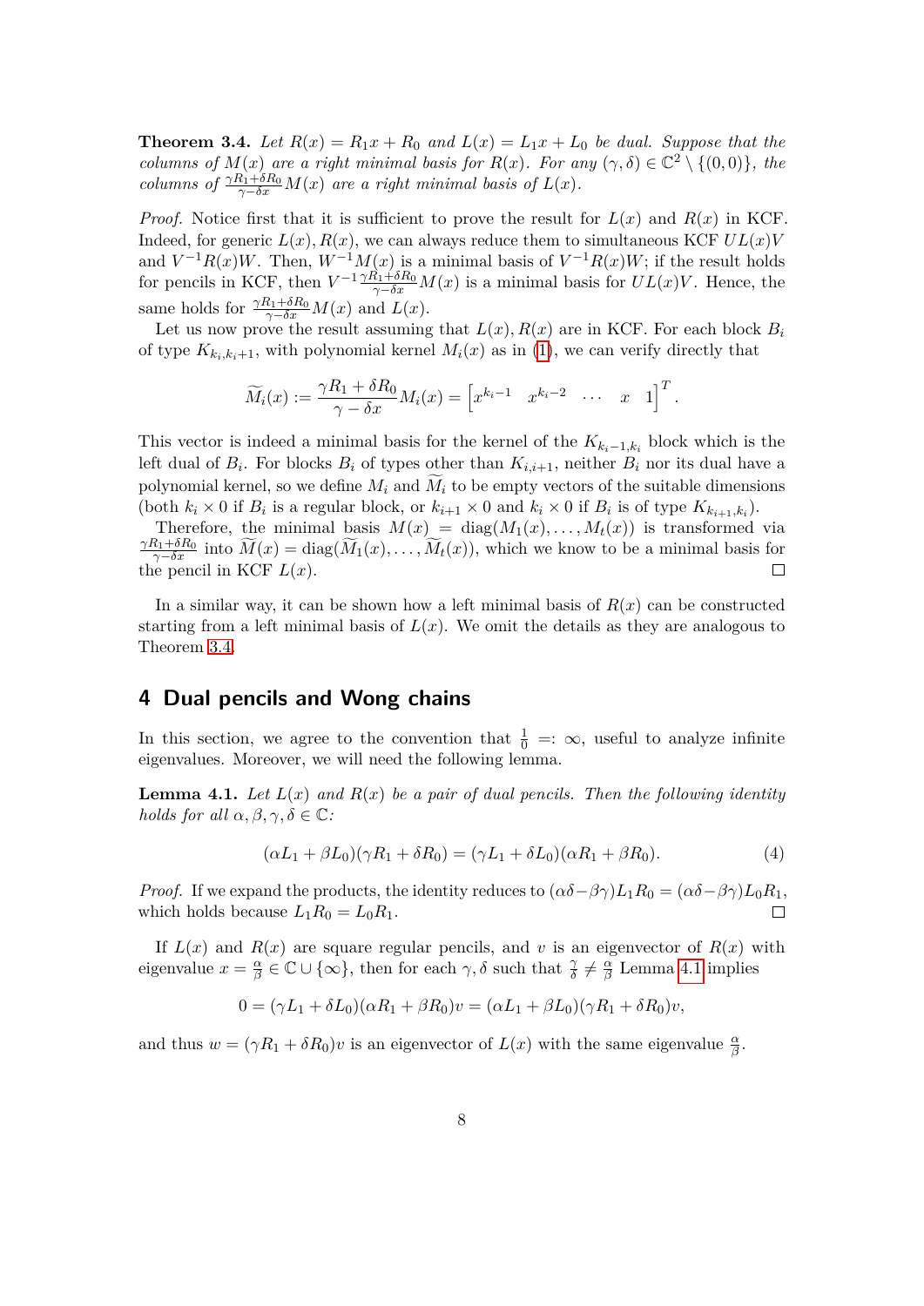**Theorem 3.4.** *Let $R(x) = R_1 x + R_0$ and $L(x) = L_1 x + L_0$ be dual. Suppose that the columns of $M(x)$ are a right minimal basis for $R(x)$. For any $(\gamma, \delta) \in \mathbb{C}^2 \setminus \{(0,0)\}$, the columns of $\frac{\gamma R_1 + \delta R_0}{\gamma - \delta x} M(x)$ are a right minimal basis of $L(x)$.*

*Proof.* Notice first that it is sufficient to prove the result for $L(x)$ and $R(x)$ in KCF. Indeed, for generic $L(x), R(x)$, we can always reduce them to simultaneous KCF $UL(x)V$ and $V^{-1}R(x)W$. Then, $W^{-1}M(x)$ is a minimal basis of $V^{-1}R(x)W$; if the result holds for pencils in KCF, then $V^{-1}\frac{\gamma R_1 + \delta R_0}{\gamma - \delta x} M(x)$ is a minimal basis for $UL(x)V$. Hence, the same holds for $\frac{\gamma R_1 + \delta R_0}{\gamma - \delta x} M(x)$ and $L(x)$.

Let us now prove the result assuming that $L(x), R(x)$ are in KCF. For each block $B_i$ of type $K_{k_i, k_i+1}$, with polynomial kernel $M_i(x)$ as in (1), we can verify directly that

$$\widetilde{M}_i(x) := \frac{\gamma R_1 + \delta R_0}{\gamma - \delta x} M_i(x) = \begin{bmatrix} x^{k_i - 1} & x^{k_i - 2} & \cdots & x & 1 \end{bmatrix}^T.$$

This vector is indeed a minimal basis for the kernel of the $K_{k_i - 1, k_i}$ block which is the left dual of $B_i$. For blocks $B_i$ of types other than $K_{i,i+1}$, neither $B_i$ nor its dual have a polynomial kernel, so we define $M_i$ and $\widetilde{M}_i$ to be empty vectors of the suitable dimensions (both $k_i \times 0$ if $B_i$ is a regular block, or $k_{i+1} \times 0$ and $k_i \times 0$ if $B_i$ is of type $K_{k_{i+1}, k_i}$).

Therefore, the minimal basis $M(x) = \operatorname{diag}(M_1(x), \ldots, M_t(x))$ is transformed via $\frac{\gamma R_1 + \delta R_0}{\gamma - \delta x}$ into $\widetilde{M}(x) = \operatorname{diag}(\widetilde{M}_1(x), \ldots, \widetilde{M}_t(x))$, which we know to be a minimal basis for the pencil in KCF $L(x)$. $\square$

In a similar way, it can be shown how a left minimal basis of $R(x)$ can be constructed starting from a left minimal basis of $L(x)$. We omit the details as they are analogous to Theorem 3.4.

## 4 Dual pencils and Wong chains

In this section, we agree to the convention that $\frac{1}{0} =: \infty$, useful to analyze infinite eigenvalues. Moreover, we will need the following lemma.

**Lemma 4.1.** *Let $L(x)$ and $R(x)$ be a pair of dual pencils. Then the following identity holds for all $\alpha, \beta, \gamma, \delta \in \mathbb{C}$:*

$$(\alpha L_1 + \beta L_0)(\gamma R_1 + \delta R_0) = (\gamma L_1 + \delta L_0)(\alpha R_1 + \beta R_0). \tag{4}$$

*Proof.* If we expand the products, the identity reduces to $(\alpha\delta - \beta\gamma)L_1 R_0 = (\alpha\delta - \beta\gamma)L_0 R_1$, which holds because $L_1 R_0 = L_0 R_1$. $\square$

If $L(x)$ and $R(x)$ are square regular pencils, and $v$ is an eigenvector of $R(x)$ with eigenvalue $x = \frac{\alpha}{\beta} \in \mathbb{C} \cup \{\infty\}$, then for each $\gamma, \delta$ such that $\frac{\gamma}{\delta} \neq \frac{\alpha}{\beta}$ Lemma 4.1 implies

$$0 = (\gamma L_1 + \delta L_0)(\alpha R_1 + \beta R_0)v = (\alpha L_1 + \beta L_0)(\gamma R_1 + \delta R_0)v,$$

and thus $w = (\gamma R_1 + \delta R_0)v$ is an eigenvector of $L(x)$ with the same eigenvalue $\frac{\alpha}{\beta}$.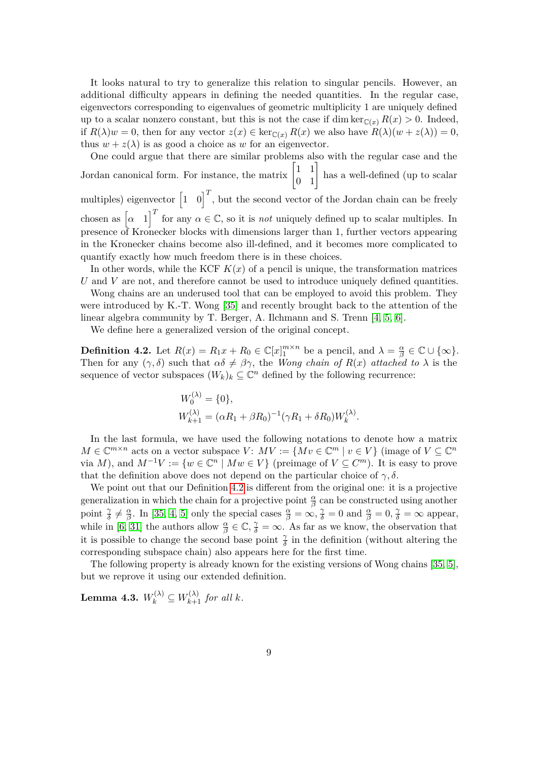It looks natural to try to generalize this relation to singular pencils. However, an additional difficulty appears in defining the needed quantities. In the regular case, eigenvectors corresponding to eigenvalues of geometric multiplicity 1 are uniquely defined up to a scalar nonzero constant, but this is not the case if $\dim \ker_{\mathbb{C}(x)} R(x) > 0$. Indeed, if $R(\lambda)w = 0$, then for any vector $z(x) \in \ker_{\mathbb{C}(x)} R(x)$ we also have $R(\lambda)(w + z(\lambda)) = 0$, thus $w + z(\lambda)$ is as good a choice as $w$ for an eigenvector.

One could argue that there are similar problems also with the regular case and the Jordan canonical form. For instance, the matrix $\begin{bmatrix} 1 & 1 \\ 0 & 1 \end{bmatrix}$ has a well-defined (up to scalar multiples) eigenvector $\begin{bmatrix} 1 & 0 \end{bmatrix}^T$, but the second vector of the Jordan chain can be freely chosen as $\begin{bmatrix} \alpha & 1 \end{bmatrix}^T$ for any $\alpha \in \mathbb{C}$, so it is *not* uniquely defined up to scalar multiples. In presence of Kronecker blocks with dimensions larger than 1, further vectors appearing in the Kronecker chains become also ill-defined, and it becomes more complicated to quantify exactly how much freedom there is in these choices.

In other words, while the KCF $K(x)$ of a pencil is unique, the transformation matrices $U$ and $V$ are not, and therefore cannot be used to introduce uniquely defined quantities.

Wong chains are an underused tool that can be employed to avoid this problem. They were introduced by K.-T. Wong [35] and recently brought back to the attention of the linear algebra community by T. Berger, A. Ilchmann and S. Trenn [4, 5, 6].

We define here a generalized version of the original concept.

**Definition 4.2.** Let $R(x) = R_1 x + R_0 \in \mathbb{C}[x]_1^{m\times n}$ be a pencil, and $\lambda = \frac{\alpha}{\beta} \in \mathbb{C} \cup \{\infty\}$. Then for any $(\gamma, \delta)$ such that $\alpha\delta \neq \beta\gamma$, the *Wong chain of $R(x)$ attached to $\lambda$* is the sequence of vector subspaces $(W_k)_k \subseteq \mathbb{C}^n$ defined by the following recurrence:

$$
\begin{aligned}
W_0^{(\lambda)} &= \{0\},\\
W_{k+1}^{(\lambda)} &= (\alpha R_1 + \beta R_0)^{-1}(\gamma R_1 + \delta R_0) W_k^{(\lambda)}.
\end{aligned}
$$

In the last formula, we have used the following notations to denote how a matrix $M \in \mathbb{C}^{m\times n}$ acts on a vector subspace $V$: $MV := \{Mv \in \mathbb{C}^m \mid v \in V\}$ (image of $V \subseteq \mathbb{C}^n$ via $M$), and $M^{-1}V := \{w \in \mathbb{C}^n \mid Mw \in V\}$ (preimage of $V \subseteq C^m$). It is easy to prove that the definition above does not depend on the particular choice of $\gamma, \delta$.

We point out that our Definition 4.2 is different from the original one: it is a projective generalization in which the chain for a projective point $\frac{\alpha}{\beta}$ can be constructed using another point $\frac{\gamma}{\delta} \neq \frac{\alpha}{\beta}$. In [35, 4, 5] only the special cases $\frac{\alpha}{\beta} = \infty, \frac{\gamma}{\delta} = 0$ and $\frac{\alpha}{\beta} = 0, \frac{\gamma}{\delta} = \infty$ appear, while in [6, 31] the authors allow $\frac{\alpha}{\beta} \in \mathbb{C}, \frac{\gamma}{\delta} = \infty$. As far as we know, the observation that it is possible to change the second base point $\frac{\gamma}{\delta}$ in the definition (without altering the corresponding subspace chain) also appears here for the first time.

The following property is already known for the existing versions of Wong chains [35, 5], but we reprove it using our extended definition.

**Lemma 4.3.** *$W_k^{(\lambda)} \subseteq W_{k+1}^{(\lambda)}$ for all $k$.*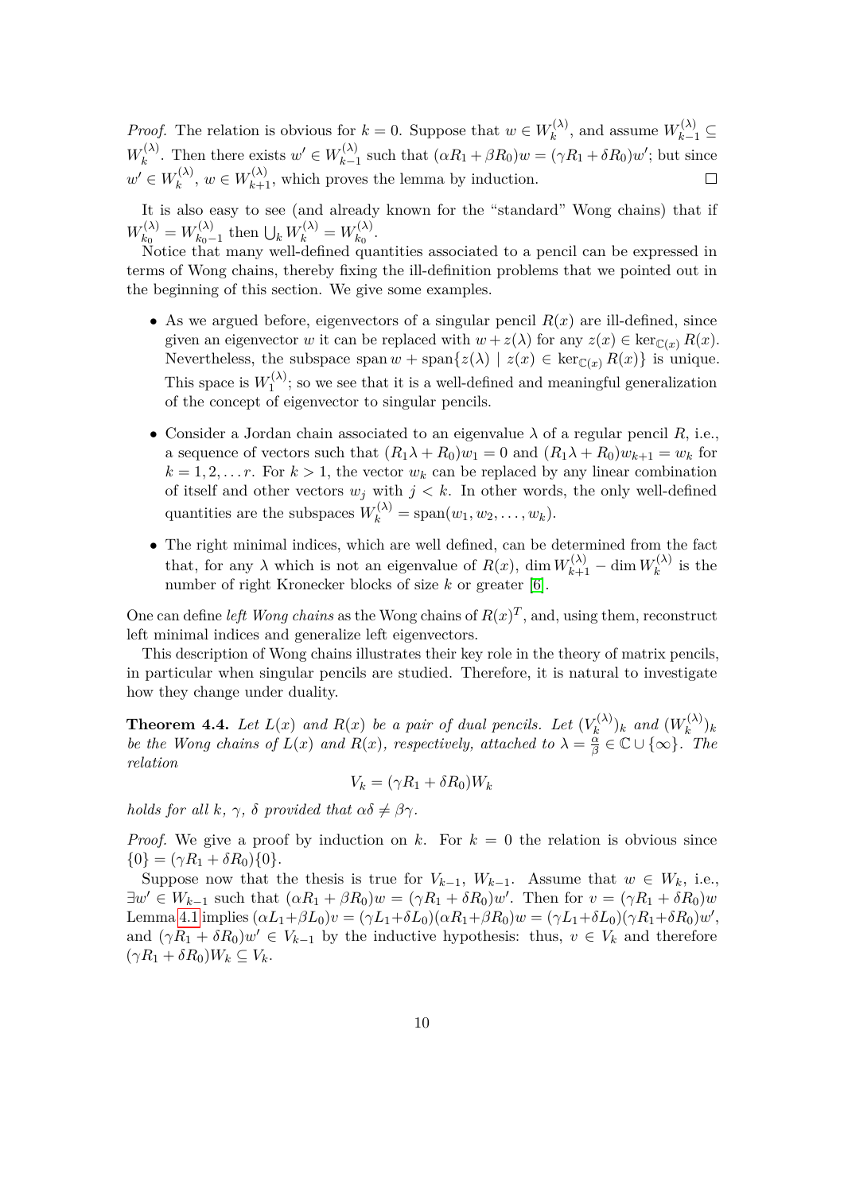*Proof.* The relation is obvious for $k = 0$. Suppose that $w \in W_k^{(\lambda)}$, and assume $W_{k-1}^{(\lambda)} \subseteq W_k^{(\lambda)}$. Then there exists $w' \in W_{k-1}^{(\lambda)}$ such that $(\alpha R_1 + \beta R_0)w = (\gamma R_1 + \delta R_0)w'$; but since $w' \in W_k^{(\lambda)}$, $w \in W_{k+1}^{(\lambda)}$, which proves the lemma by induction. □

It is also easy to see (and already known for the "standard" Wong chains) that if $W_{k_0}^{(\lambda)} = W_{k_0-1}^{(\lambda)}$ then $\bigcup_k W_k^{(\lambda)} = W_{k_0}^{(\lambda)}$.

Notice that many well-defined quantities associated to a pencil can be expressed in terms of Wong chains, thereby fixing the ill-definition problems that we pointed out in the beginning of this section. We give some examples.

- As we argued before, eigenvectors of a singular pencil $R(x)$ are ill-defined, since given an eigenvector $w$ it can be replaced with $w + z(\lambda)$ for any $z(x) \in \ker_{\mathbb{C}(x)} R(x)$. Nevertheless, the subspace $\operatorname{span} w + \operatorname{span}\{z(\lambda) \mid z(x) \in \ker_{\mathbb{C}(x)} R(x)\}$ is unique. This space is $W_1^{(\lambda)}$; so we see that it is a well-defined and meaningful generalization of the concept of eigenvector to singular pencils.
- Consider a Jordan chain associated to an eigenvalue $\lambda$ of a regular pencil $R$, i.e., a sequence of vectors such that $(R_1\lambda + R_0)w_1 = 0$ and $(R_1\lambda + R_0)w_{k+1} = w_k$ for $k = 1, 2, \dots r$. For $k > 1$, the vector $w_k$ can be replaced by any linear combination of itself and other vectors $w_j$ with $j < k$. In other words, the only well-defined quantities are the subspaces $W_k^{(\lambda)} = \operatorname{span}(w_1, w_2, \dots, w_k)$.
- The right minimal indices, which are well defined, can be determined from the fact that, for any $\lambda$ which is not an eigenvalue of $R(x)$, $\dim W_{k+1}^{(\lambda)} - \dim W_k^{(\lambda)}$ is the number of right Kronecker blocks of size $k$ or greater [6].

One can define *left Wong chains* as the Wong chains of $R(x)^T$, and, using them, reconstruct left minimal indices and generalize left eigenvectors.

This description of Wong chains illustrates their key role in the theory of matrix pencils, in particular when singular pencils are studied. Therefore, it is natural to investigate how they change under duality.

**Theorem 4.4.** *Let $L(x)$ and $R(x)$ be a pair of dual pencils. Let $(V_k^{(\lambda)})_k$ and $(W_k^{(\lambda)})_k$ be the Wong chains of $L(x)$ and $R(x)$, respectively, attached to $\lambda = \frac{\alpha}{\beta} \in \mathbb{C} \cup \{\infty\}$. The relation*

$$V_k = (\gamma R_1 + \delta R_0) W_k$$

*holds for all $k$, $\gamma$, $\delta$ provided that $\alpha\delta \neq \beta\gamma$.*

*Proof.* We give a proof by induction on $k$. For $k = 0$ the relation is obvious since $\{0\} = (\gamma R_1 + \delta R_0)\{0\}$.

Suppose now that the thesis is true for $V_{k-1}$, $W_{k-1}$. Assume that $w \in W_k$, i.e., $\exists w' \in W_{k-1}$ such that $(\alpha R_1 + \beta R_0)w = (\gamma R_1 + \delta R_0)w'$. Then for $v = (\gamma R_1 + \delta R_0)w$ Lemma 4.1 implies $(\alpha L_1 + \beta L_0)v = (\gamma L_1 + \delta L_0)(\alpha R_1 + \beta R_0)w = (\gamma L_1 + \delta L_0)(\gamma R_1 + \delta R_0)w'$, and $(\gamma R_1 + \delta R_0)w' \in V_{k-1}$ by the inductive hypothesis: thus, $v \in V_k$ and therefore $(\gamma R_1 + \delta R_0)W_k \subseteq V_k$.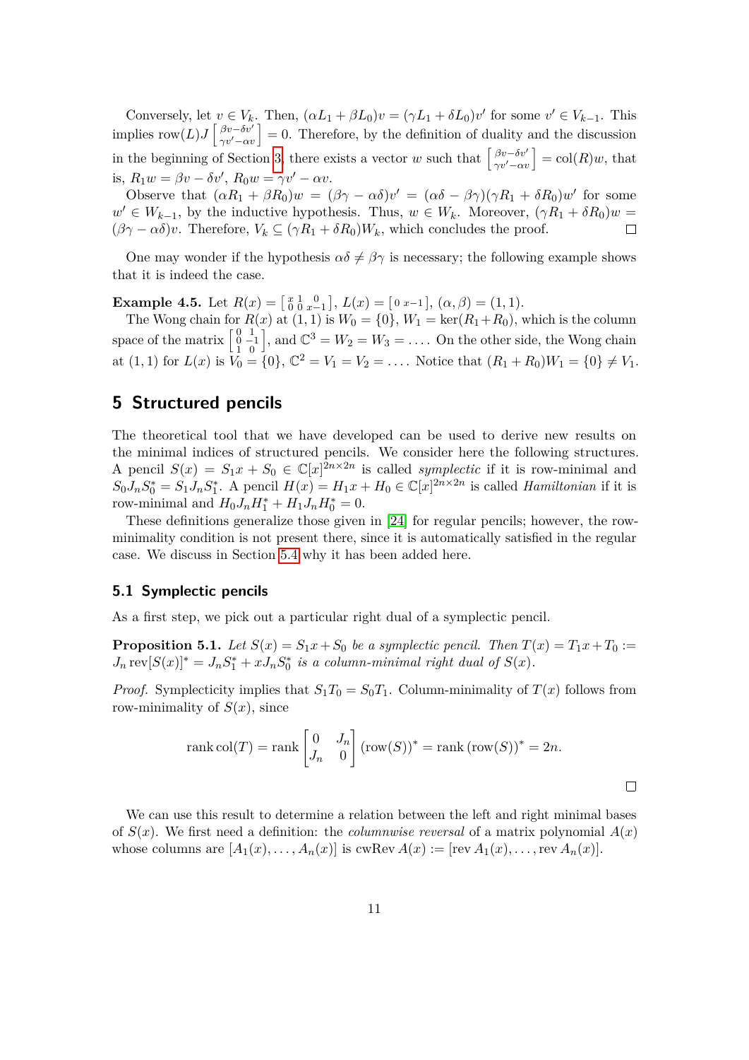Conversely, let $v \in V_k$. Then, $(\alpha L_1 + \beta L_0)v = (\gamma L_1 + \delta L_0)v'$ for some $v' \in V_{k-1}$. This implies $\operatorname{row}(L) J \begin{bmatrix} \beta v - \delta v' \\ \gamma v' - \alpha v \end{bmatrix} = 0$. Therefore, by the definition of duality and the discussion in the beginning of Section 3, there exists a vector $w$ such that $\begin{bmatrix} \beta v - \delta v' \\ \gamma v' - \alpha v \end{bmatrix} = \operatorname{col}(R) w$, that is, $R_1 w = \beta v - \delta v'$, $R_0 w = \gamma v' - \alpha v$.

Observe that $(\alpha R_1 + \beta R_0) w = (\beta\gamma - \alpha\delta) v' = (\alpha\delta - \beta\gamma)(\gamma R_1 + \delta R_0) w'$ for some $w' \in W_{k-1}$, by the inductive hypothesis. Thus, $w \in W_k$. Moreover, $(\gamma R_1 + \delta R_0) w = (\beta\gamma - \alpha\delta) v$. Therefore, $V_k \subseteq (\gamma R_1 + \delta R_0) W_k$, which concludes the proof. $\square$

One may wonder if the hypothesis $\alpha\delta \neq \beta\gamma$ is necessary; the following example shows that it is indeed the case.

**Example 4.5.** Let $R(x) = \begin{bmatrix} x & 1 & 0 \\ 0 & 0 & x-1 \end{bmatrix}$, $L(x) = \begin{bmatrix} 0 & x-1 \end{bmatrix}$, $(\alpha, \beta) = (1, 1)$.

The Wong chain for $R(x)$ at $(1,1)$ is $W_0 = \{0\}$, $W_1 = \ker(R_1 + R_0)$, which is the column space of the matrix $\begin{bmatrix} 0 & 1 \\ 0 & -1 \\ 1 & 0 \end{bmatrix}$, and $\mathbb{C}^3 = W_2 = W_3 = \dots$. On the other side, the Wong chain at $(1,1)$ for $L(x)$ is $V_0 = \{0\}$, $\mathbb{C}^2 = V_1 = V_2 = \dots$. Notice that $(R_1 + R_0) W_1 = \{0\} \neq V_1$.

# 5 Structured pencils

The theoretical tool that we have developed can be used to derive new results on the minimal indices of structured pencils. We consider here the following structures. A pencil $S(x) = S_1 x + S_0 \in \mathbb{C}[x]^{2n \times 2n}$ is called *symplectic* if it is row-minimal and $S_0 J_n S_0^* = S_1 J_n S_1^*$. A pencil $H(x) = H_1 x + H_0 \in \mathbb{C}[x]^{2n \times 2n}$ is called *Hamiltonian* if it is row-minimal and $H_0 J_n H_1^* + H_1 J_n H_0^* = 0$.

These definitions generalize those given in [24] for regular pencils; however, the row-minimality condition is not present there, since it is automatically satisfied in the regular case. We discuss in Section 5.4 why it has been added here.

## 5.1 Symplectic pencils

As a first step, we pick out a particular right dual of a symplectic pencil.

**Proposition 5.1.** *Let $S(x) = S_1 x + S_0$ be a symplectic pencil. Then $T(x) = T_1 x + T_0 := J_n \operatorname{rev}[S(x)]^* = J_n S_1^* + x J_n S_0^*$ is a column-minimal right dual of $S(x)$.*

*Proof.* Symplecticity implies that $S_1 T_0 = S_0 T_1$. Column-minimality of $T(x)$ follows from row-minimality of $S(x)$, since

$$\operatorname{rank} \operatorname{col}(T) = \operatorname{rank} \begin{bmatrix} 0 & J_n \\ J_n & 0 \end{bmatrix} (\operatorname{row}(S))^* = \operatorname{rank} (\operatorname{row}(S))^* = 2n.$$

$\square$

We can use this result to determine a relation between the left and right minimal bases of $S(x)$. We first need a definition: the *columnwise reversal* of a matrix polynomial $A(x)$ whose columns are $[A_1(x), \dots, A_n(x)]$ is $\operatorname{cwRev} A(x) := [\operatorname{rev} A_1(x), \dots, \operatorname{rev} A_n(x)]$.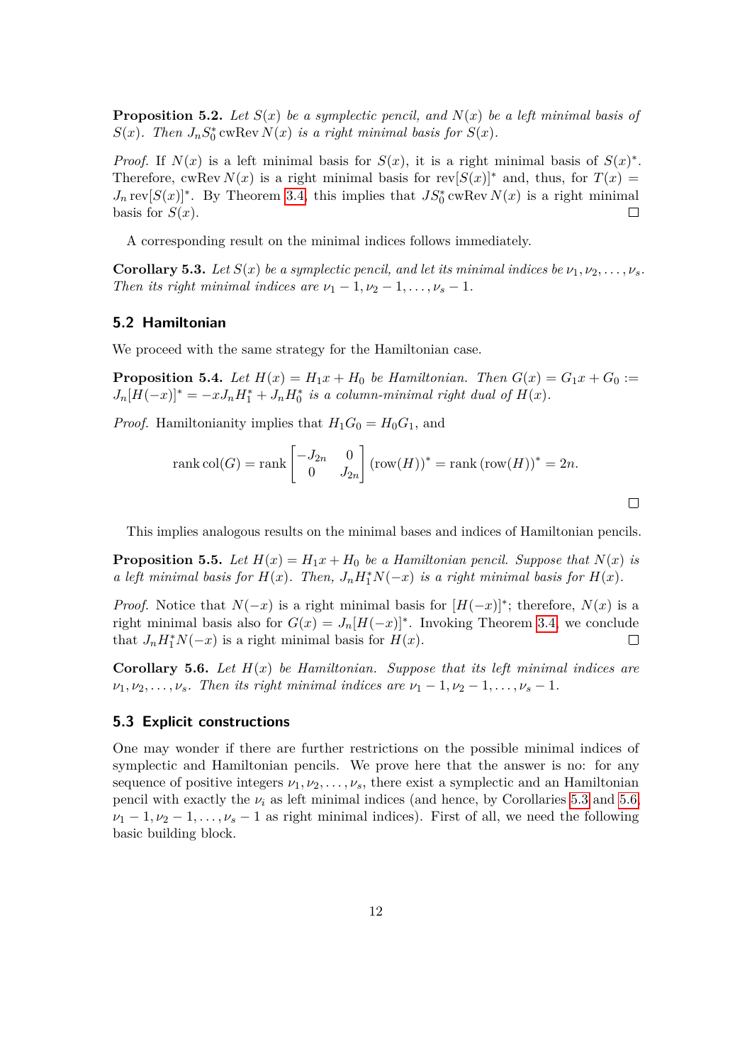**Proposition 5.2.** *Let $S(x)$ be a symplectic pencil, and $N(x)$ be a left minimal basis of $S(x)$. Then $J_n S_0^* \operatorname{cwRev} N(x)$ is a right minimal basis for $S(x)$.*

*Proof.* If $N(x)$ is a left minimal basis for $S(x)$, it is a right minimal basis of $S(x)^*$. Therefore, $\operatorname{cwRev} N(x)$ is a right minimal basis for $\operatorname{rev}[S(x)]^*$ and, thus, for $T(x) = J_n \operatorname{rev}[S(x)]^*$. By Theorem 3.4, this implies that $JS_0^* \operatorname{cwRev} N(x)$ is a right minimal basis for $S(x)$. □

A corresponding result on the minimal indices follows immediately.

**Corollary 5.3.** *Let $S(x)$ be a symplectic pencil, and let its minimal indices be $\nu_1, \nu_2, \dots, \nu_s$. Then its right minimal indices are $\nu_1 - 1, \nu_2 - 1, \dots, \nu_s - 1$.*

### 5.2 Hamiltonian

We proceed with the same strategy for the Hamiltonian case.

**Proposition 5.4.** *Let $H(x) = H_1 x + H_0$ be Hamiltonian. Then $G(x) = G_1 x + G_0 := J_n[H(-x)]^* = -xJ_n H_1^* + J_n H_0^*$ is a column-minimal right dual of $H(x)$.*

*Proof.* Hamiltonianity implies that $H_1 G_0 = H_0 G_1$, and

$$\operatorname{rank}\operatorname{col}(G) = \operatorname{rank}\begin{bmatrix} -J_{2n} & 0 \\ 0 & J_{2n} \end{bmatrix} (\operatorname{row}(H))^* = \operatorname{rank}(\operatorname{row}(H))^* = 2n.$$

□

This implies analogous results on the minimal bases and indices of Hamiltonian pencils.

**Proposition 5.5.** *Let $H(x) = H_1 x + H_0$ be a Hamiltonian pencil. Suppose that $N(x)$ is a left minimal basis for $H(x)$. Then, $J_n H_1^* N(-x)$ is a right minimal basis for $H(x)$.*

*Proof.* Notice that $N(-x)$ is a right minimal basis for $[H(-x)]^*$; therefore, $N(x)$ is a right minimal basis also for $G(x) = J_n[H(-x)]^*$. Invoking Theorem 3.4, we conclude that $J_n H_1^* N(-x)$ is a right minimal basis for $H(x)$. □

**Corollary 5.6.** *Let $H(x)$ be Hamiltonian. Suppose that its left minimal indices are $\nu_1, \nu_2, \dots, \nu_s$. Then its right minimal indices are $\nu_1 - 1, \nu_2 - 1, \dots, \nu_s - 1$.*

### 5.3 Explicit constructions

One may wonder if there are further restrictions on the possible minimal indices of symplectic and Hamiltonian pencils. We prove here that the answer is no: for any sequence of positive integers $\nu_1, \nu_2, \dots, \nu_s$, there exist a symplectic and an Hamiltonian pencil with exactly the $\nu_i$ as left minimal indices (and hence, by Corollaries 5.3 and 5.6, $\nu_1 - 1, \nu_2 - 1, \dots, \nu_s - 1$ as right minimal indices). First of all, we need the following basic building block.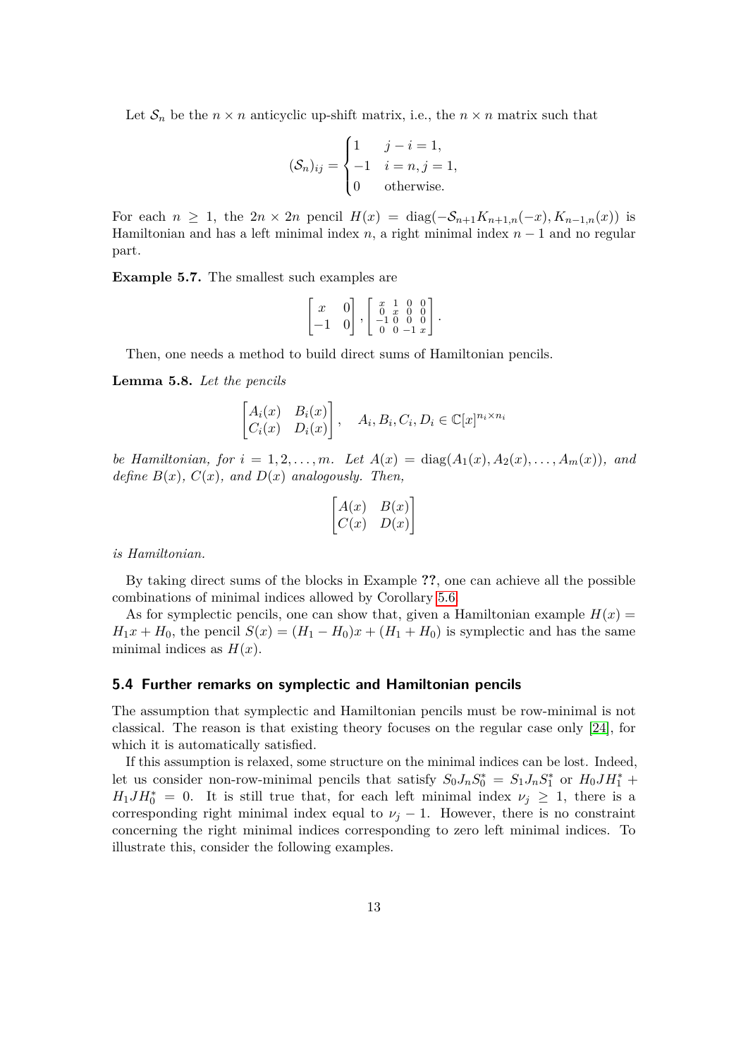Let $\mathcal{S}_n$ be the $n \times n$ anticyclic up-shift matrix, i.e., the $n \times n$ matrix such that

$$(\mathcal{S}_n)_{ij} = \begin{cases} 1 & j - i = 1, \\ -1 & i = n, j = 1, \\ 0 & \text{otherwise.} \end{cases}$$

For each $n \geq 1$, the $2n \times 2n$ pencil $H(x) = \operatorname{diag}(-\mathcal{S}_{n+1} K_{n+1,n}(-x), K_{n-1,n}(x))$ is Hamiltonian and has a left minimal index $n$, a right minimal index $n-1$ and no regular part.

**Example 5.7.** The smallest such examples are

$$\begin{bmatrix} x & 0 \\ -1 & 0 \end{bmatrix}, \begin{bmatrix} x & 1 & 0 & 0 \\ 0 & x & 0 & 0 \\ -1 & 0 & 0 & 0 \\ 0 & 0 & -1 & x \end{bmatrix}.$$

Then, one needs a method to build direct sums of Hamiltonian pencils.

**Lemma 5.8.** *Let the pencils*

$$\begin{bmatrix} A_i(x) & B_i(x) \\ C_i(x) & D_i(x) \end{bmatrix}, \quad A_i, B_i, C_i, D_i \in \mathbb{C}[x]^{n_i \times n_i}$$

*be Hamiltonian, for $i = 1, 2, \ldots, m$. Let $A(x) = \operatorname{diag}(A_1(x), A_2(x), \ldots, A_m(x))$, and define $B(x)$, $C(x)$, and $D(x)$ analogously. Then,*

$$\begin{bmatrix} A(x) & B(x) \\ C(x) & D(x) \end{bmatrix}$$

*is Hamiltonian.*

By taking direct sums of the blocks in Example **??**, one can achieve all the possible combinations of minimal indices allowed by Corollary 5.6.

As for symplectic pencils, one can show that, given a Hamiltonian example $H(x) = H_1 x + H_0$, the pencil $S(x) = (H_1 - H_0)x + (H_1 + H_0)$ is symplectic and has the same minimal indices as $H(x)$.

### 5.4 Further remarks on symplectic and Hamiltonian pencils

The assumption that symplectic and Hamiltonian pencils must be row-minimal is not classical. The reason is that existing theory focuses on the regular case only [24], for which it is automatically satisfied.

If this assumption is relaxed, some structure on the minimal indices can be lost. Indeed, let us consider non-row-minimal pencils that satisfy $S_0 J_n S_0^* = S_1 J_n S_1^*$ or $H_0 J H_1^* + H_1 J H_0^* = 0$. It is still true that, for each left minimal index $\nu_j \geq 1$, there is a corresponding right minimal index equal to $\nu_j - 1$. However, there is no constraint concerning the right minimal indices corresponding to zero left minimal indices. To illustrate this, consider the following examples.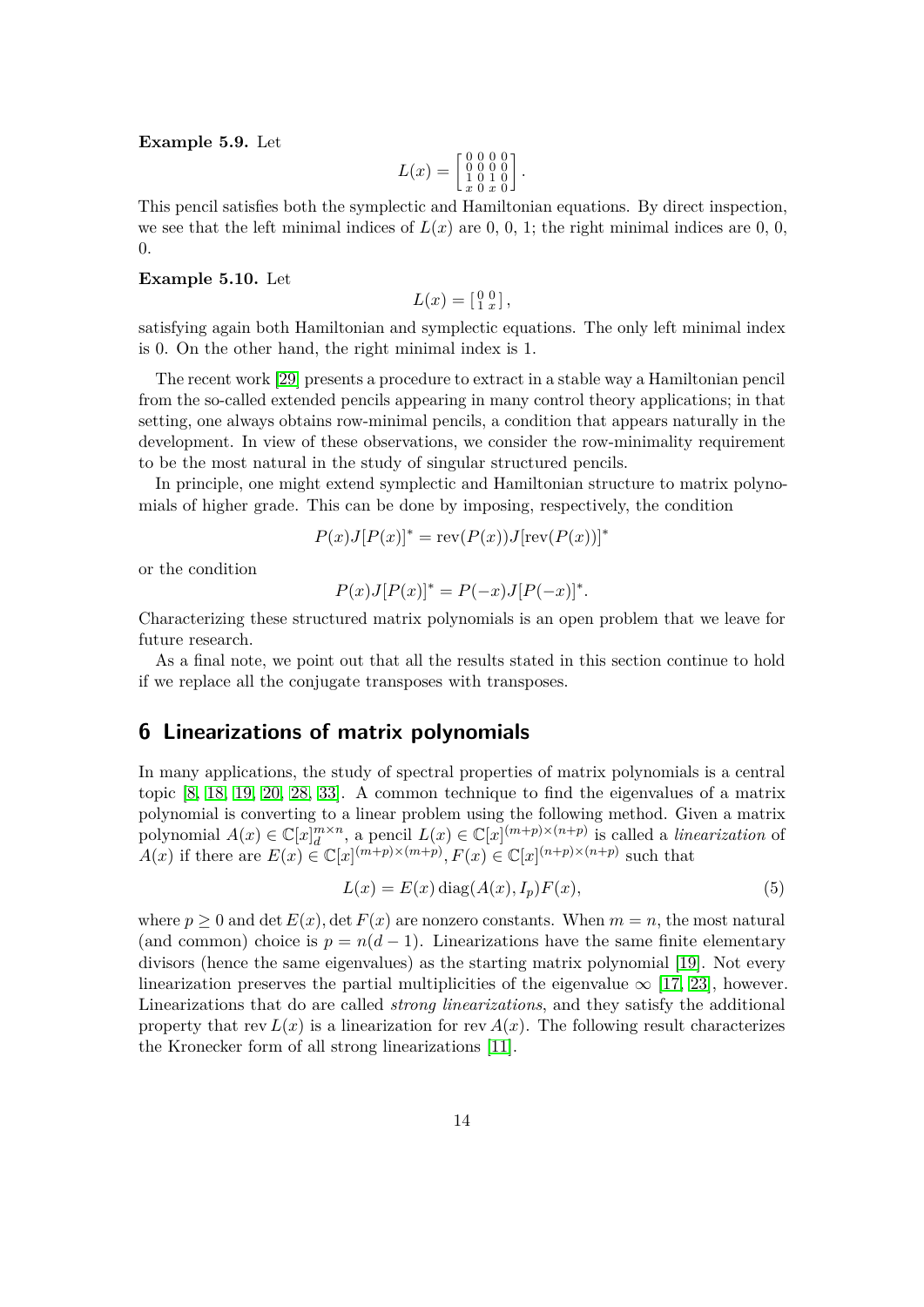**Example 5.9.** Let

$$L(x) = \begin{bmatrix} 0 & 0 & 0 & 0 \\ 0 & 0 & 0 & 0 \\ 1 & 0 & 1 & 0 \\ x & 0 & x & 0 \end{bmatrix}.$$

This pencil satisfies both the symplectic and Hamiltonian equations. By direct inspection, we see that the left minimal indices of $L(x)$ are 0, 0, 1; the right minimal indices are 0, 0, 0.

**Example 5.10.** Let

$$L(x) = \begin{bmatrix} 0 & 0 \\ 1 & x \end{bmatrix},$$

satisfying again both Hamiltonian and symplectic equations. The only left minimal index is 0. On the other hand, the right minimal index is 1.

The recent work [29] presents a procedure to extract in a stable way a Hamiltonian pencil from the so-called extended pencils appearing in many control theory applications; in that setting, one always obtains row-minimal pencils, a condition that appears naturally in the development. In view of these observations, we consider the row-minimality requirement to be the most natural in the study of singular structured pencils.

In principle, one might extend symplectic and Hamiltonian structure to matrix polynomials of higher grade. This can be done by imposing, respectively, the condition

$$P(x)J[P(x)]^* = \operatorname{rev}(P(x))J[\operatorname{rev}(P(x))]^*$$

or the condition

$$P(x)J[P(x)]^* = P(-x)J[P(-x)]^*.$$

Characterizing these structured matrix polynomials is an open problem that we leave for future research.

As a final note, we point out that all the results stated in this section continue to hold if we replace all the conjugate transposes with transposes.

## 6 Linearizations of matrix polynomials

In many applications, the study of spectral properties of matrix polynomials is a central topic [8, 18, 19, 20, 28, 33]. A common technique to find the eigenvalues of a matrix polynomial is converting to a linear problem using the following method. Given a matrix polynomial $A(x) \in \mathbb{C}[x]_d^{m\times n}$, a pencil $L(x) \in \mathbb{C}[x]^{(m+p)\times(n+p)}$ is called a *linearization* of $A(x)$ if there are $E(x) \in \mathbb{C}[x]^{(m+p)\times(m+p)}, F(x) \in \mathbb{C}[x]^{(n+p)\times(n+p)}$ such that

$$L(x) = E(x)\operatorname{diag}(A(x), I_p)F(x), \tag{5}$$

where $p \geq 0$ and $\det E(x), \det F(x)$ are nonzero constants. When $m = n$, the most natural (and common) choice is $p = n(d-1)$. Linearizations have the same finite elementary divisors (hence the same eigenvalues) as the starting matrix polynomial [19]. Not every linearization preserves the partial multiplicities of the eigenvalue $\infty$ [17, 23], however. Linearizations that do are called *strong linearizations*, and they satisfy the additional property that $\operatorname{rev} L(x)$ is a linearization for $\operatorname{rev} A(x)$. The following result characterizes the Kronecker form of all strong linearizations [11].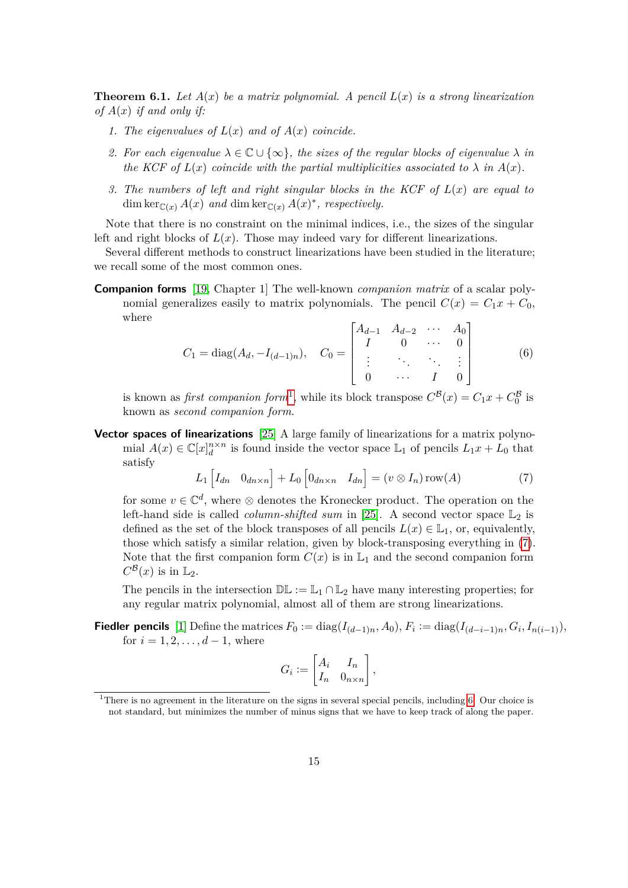**Theorem 6.1.** *Let $A(x)$ be a matrix polynomial. A pencil $L(x)$ is a strong linearization of $A(x)$ if and only if:*

1. *The eigenvalues of $L(x)$ and of $A(x)$ coincide.*
2. *For each eigenvalue $\lambda \in \mathbb{C} \cup \{\infty\}$, the sizes of the regular blocks of eigenvalue $\lambda$ in the KCF of $L(x)$ coincide with the partial multiplicities associated to $\lambda$ in $A(x)$.*
3. *The numbers of left and right singular blocks in the KCF of $L(x)$ are equal to $\dim \ker_{\mathbb{C}(x)} A(x)$ and $\dim \ker_{\mathbb{C}(x)} A(x)^*$, respectively.*

Note that there is no constraint on the minimal indices, i.e., the sizes of the singular left and right blocks of $L(x)$. Those may indeed vary for different linearizations.

Several different methods to construct linearizations have been studied in the literature; we recall some of the most common ones.

**Companion forms** [19, Chapter 1] The well-known *companion matrix* of a scalar polynomial generalizes easily to matrix polynomials. The pencil $C(x) = C_1 x + C_0$, where

$$C_1 = \operatorname{diag}(A_d, -I_{(d-1)n}), \quad C_0 = \begin{bmatrix} A_{d-1} & A_{d-2} & \cdots & A_0 \\ I & 0 & \cdots & 0 \\ \vdots & \ddots & \ddots & \vdots \\ 0 & \cdots & I & 0 \end{bmatrix} \tag{6}$$

is known as *first companion form*[1], while its block transpose $C^{\mathcal{B}}(x) = C_1 x + C_0^{\mathcal{B}}$ is known as *second companion form*.

**Vector spaces of linearizations** [25] A large family of linearizations for a matrix polynomial $A(x) \in \mathbb{C}[x]_d^{n\times n}$ is found inside the vector space $\mathbb{L}_1$ of pencils $L_1 x + L_0$ that satisfy

$$L_1 \begin{bmatrix} I_{dn} & 0_{dn\times n} \end{bmatrix} + L_0 \begin{bmatrix} 0_{dn\times n} & I_{dn} \end{bmatrix} = (v \otimes I_n)\operatorname{row}(A) \tag{7}$$

for some $v \in \mathbb{C}^d$, where $\otimes$ denotes the Kronecker product. The operation on the left-hand side is called *column-shifted sum* in [25]. A second vector space $\mathbb{L}_2$ is defined as the set of the block transposes of all pencils $L(x) \in \mathbb{L}_1$, or, equivalently, those which satisfy a similar relation, given by block-transposing everything in (7). Note that the first companion form $C(x)$ is in $\mathbb{L}_1$ and the second companion form $C^{\mathcal{B}}(x)$ is in $\mathbb{L}_2$.

The pencils in the intersection $\mathbb{DL} := \mathbb{L}_1 \cap \mathbb{L}_2$ have many interesting properties; for any regular matrix polynomial, almost all of them are strong linearizations.

**Fiedler pencils** [1] Define the matrices $F_0 := \operatorname{diag}(I_{(d-1)n}, A_0)$, $F_i := \operatorname{diag}(I_{(d-i-1)n}, G_i, I_{n(i-1)})$, for $i = 1, 2, \dots, d-1$, where

$$G_i := \begin{bmatrix} A_i & I_n \\ I_n & 0_{n\times n} \end{bmatrix},$$

[1] There is no agreement in the literature on the signs in several special pencils, including 6. Our choice is not standard, but minimizes the number of minus signs that we have to keep track of along the paper.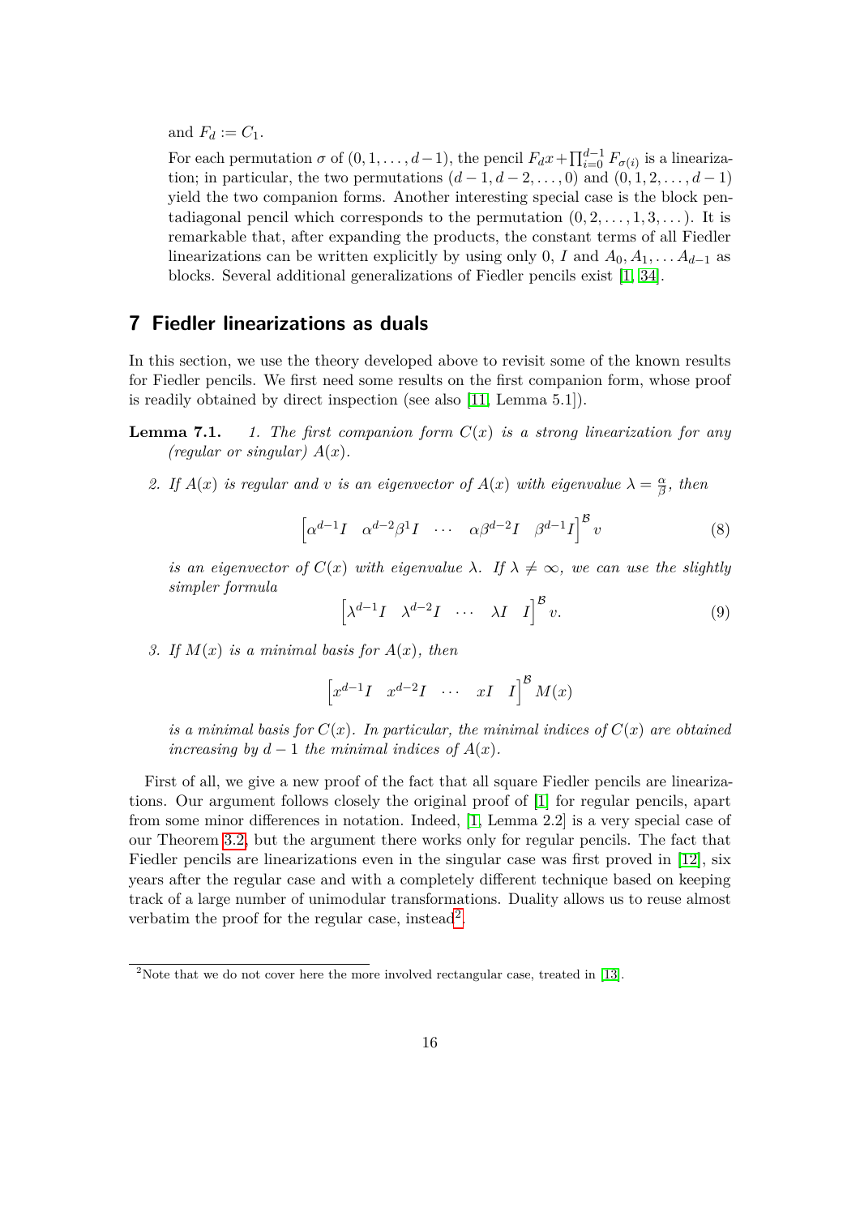and $F_d := C_1$.

For each permutation $\sigma$ of $(0, 1, \dots, d-1)$, the pencil $F_d x + \prod_{i=0}^{d-1} F_{\sigma(i)}$ is a linearization; in particular, the two permutations $(d-1, d-2, \dots, 0)$ and $(0, 1, 2, \dots, d-1)$ yield the two companion forms. Another interesting special case is the block pentadiagonal pencil which corresponds to the permutation $(0, 2, \dots, 1, 3, \dots)$. It is remarkable that, after expanding the products, the constant terms of all Fiedler linearizations can be written explicitly by using only 0, $I$ and $A_0, A_1, \dots A_{d-1}$ as blocks. Several additional generalizations of Fiedler pencils exist [1, 34].

## 7 Fiedler linearizations as duals

In this section, we use the theory developed above to revisit some of the known results for Fiedler pencils. We first need some results on the first companion form, whose proof is readily obtained by direct inspection (see also [11, Lemma 5.1]).

**Lemma 7.1.** *1. The first companion form $C(x)$ is a strong linearization for any (regular or singular) $A(x)$.*

*2. If $A(x)$ is regular and $v$ is an eigenvector of $A(x)$ with eigenvalue $\lambda = \frac{\alpha}{\beta}$, then*

$$\begin{bmatrix} \alpha^{d-1} I & \alpha^{d-2}\beta^1 I & \cdots & \alpha\beta^{d-2} I & \beta^{d-1} I \end{bmatrix}^{\mathcal{B}} v \tag{8}$$

*is an eigenvector of $C(x)$ with eigenvalue $\lambda$. If $\lambda \neq \infty$, we can use the slightly simpler formula*

$$\begin{bmatrix} \lambda^{d-1} I & \lambda^{d-2} I & \cdots & \lambda I & I \end{bmatrix}^{\mathcal{B}} v. \tag{9}$$

*3. If $M(x)$ is a minimal basis for $A(x)$, then*

$$\begin{bmatrix} x^{d-1} I & x^{d-2} I & \cdots & x I & I \end{bmatrix}^{\mathcal{B}} M(x)$$

*is a minimal basis for $C(x)$. In particular, the minimal indices of $C(x)$ are obtained increasing by $d-1$ the minimal indices of $A(x)$.*

First of all, we give a new proof of the fact that all square Fiedler pencils are linearizations. Our argument follows closely the original proof of [1] for regular pencils, apart from some minor differences in notation. Indeed, [1, Lemma 2.2] is a very special case of our Theorem 3.2, but the argument there works only for regular pencils. The fact that Fiedler pencils are linearizations even in the singular case was first proved in [12], six years after the regular case and with a completely different technique based on keeping track of a large number of unimodular transformations. Duality allows us to reuse almost verbatim the proof for the regular case, instead[2].

[2] Note that we do not cover here the more involved rectangular case, treated in [13].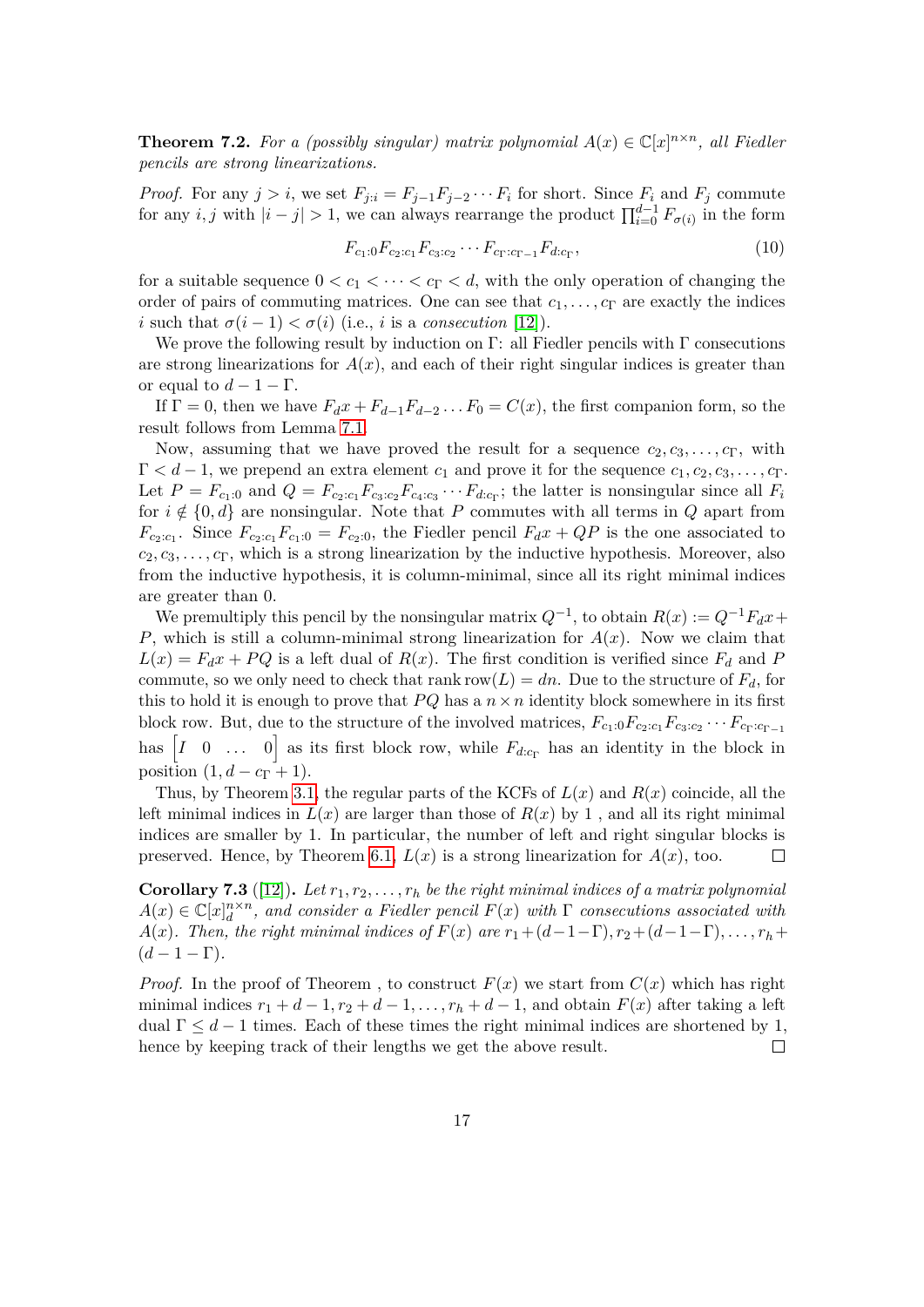**Theorem 7.2.** *For a (possibly singular) matrix polynomial $A(x) \in \mathbb{C}[x]^{n\times n}$, all Fiedler pencils are strong linearizations.*

*Proof.* For any $j > i$, we set $F_{j:i} = F_{j-1}F_{j-2}\cdots F_i$ for short. Since $F_i$ and $F_j$ commute for any $i, j$ with $|i-j| > 1$, we can always rearrange the product $\prod_{i=0}^{d-1} F_{\sigma(i)}$ in the form

$$F_{c_1:0}F_{c_2:c_1}F_{c_3:c_2}\cdots F_{c_\Gamma:c_{\Gamma-1}}F_{d:c_\Gamma}, \tag{10}$$

for a suitable sequence $0 < c_1 < \cdots < c_\Gamma < d$, with the only operation of changing the order of pairs of commuting matrices. One can see that $c_1, \dots, c_\Gamma$ are exactly the indices $i$ such that $\sigma(i-1) < \sigma(i)$ (i.e., $i$ is a *consecution* [12]).

We prove the following result by induction on $\Gamma$: all Fiedler pencils with $\Gamma$ consecutions are strong linearizations for $A(x)$, and each of their right singular indices is greater than or equal to $d-1-\Gamma$.

If $\Gamma = 0$, then we have $F_d x + F_{d-1}F_{d-2}\dots F_0 = C(x)$, the first companion form, so the result follows from Lemma 7.1.

Now, assuming that we have proved the result for a sequence $c_2, c_3, \dots, c_\Gamma$, with $\Gamma < d-1$, we prepend an extra element $c_1$ and prove it for the sequence $c_1, c_2, c_3, \dots, c_\Gamma$. Let $P = F_{c_1:0}$ and $Q = F_{c_2:c_1}F_{c_3:c_2}F_{c_4:c_3}\cdots F_{d:c_\Gamma}$; the latter is nonsingular since all $F_i$ for $i \notin \{0, d\}$ are nonsingular. Note that $P$ commutes with all terms in $Q$ apart from $F_{c_2:c_1}$. Since $F_{c_2:c_1}F_{c_1:0} = F_{c_2:0}$, the Fiedler pencil $F_d x + QP$ is the one associated to $c_2, c_3, \dots, c_\Gamma$, which is a strong linearization by the inductive hypothesis. Moreover, also from the inductive hypothesis, it is column-minimal, since all its right minimal indices are greater than 0.

We premultiply this pencil by the nonsingular matrix $Q^{-1}$, to obtain $R(x) := Q^{-1}F_d x + P$, which is still a column-minimal strong linearization for $A(x)$. Now we claim that $L(x) = F_d x + PQ$ is a left dual of $R(x)$. The first condition is verified since $F_d$ and $P$ commute, so we only need to check that $\operatorname{rank}\operatorname{row}(L) = dn$. Due to the structure of $F_d$, for this to hold it is enough to prove that $PQ$ has a $n\times n$ identity block somewhere in its first block row. But, due to the structure of the involved matrices, $F_{c_1:0}F_{c_2:c_1}F_{c_3:c_2}\cdots F_{c_\Gamma:c_{\Gamma-1}}$ has $\begin{bmatrix} I & 0 & \dots & 0 \end{bmatrix}$ as its first block row, while $F_{d:c_\Gamma}$ has an identity in the block in position $(1, d-c_\Gamma+1)$.

Thus, by Theorem 3.1, the regular parts of the KCFs of $L(x)$ and $R(x)$ coincide, all the left minimal indices in $L(x)$ are larger than those of $R(x)$ by 1 , and all its right minimal indices are smaller than by 1. In particular, the number of left and right singular blocks is preserved. Hence, by Theorem 6.1, $L(x)$ is a strong linearization for $A(x)$, too. $\square$

**Corollary 7.3** ([12])**.** *Let $r_1, r_2, \dots, r_h$ be the right minimal indices of a matrix polynomial $A(x) \in \mathbb{C}[x]_d^{n\times n}$, and consider a Fiedler pencil $F(x)$ with $\Gamma$ consecutions associated with $A(x)$. Then, the right minimal indices of $F(x)$ are $r_1+(d-1-\Gamma), r_2+(d-1-\Gamma), \dots, r_h+(d-1-\Gamma)$.*

*Proof.* In the proof of Theorem , to construct $F(x)$ we start from $C(x)$ which has right minimal indices $r_1+d-1, r_2+d-1, \dots, r_h+d-1$, and obtain $F(x)$ after taking a left dual $\Gamma \le d-1$ times. Each of these times the right minimal indices are shortened by 1, hence by keeping track of their lengths we get the above result. $\square$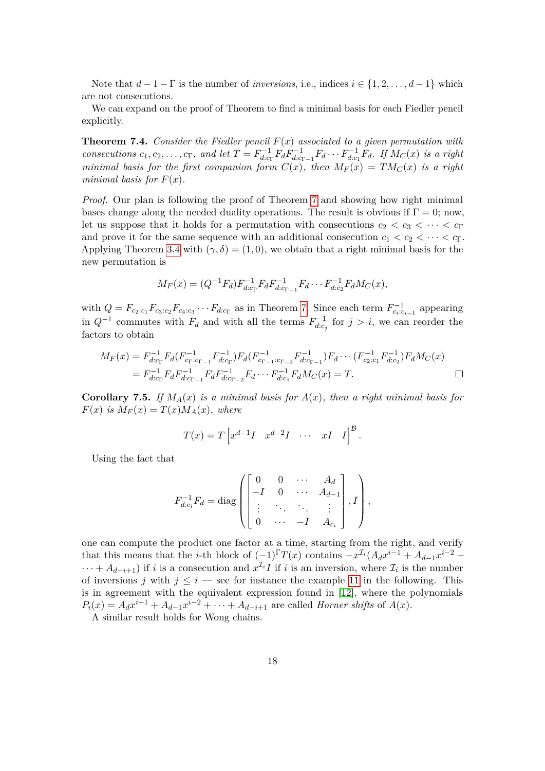Note that $d-1-\Gamma$ is the number of *inversions*, i.e., indices $i \in \{1, 2, \dots, d-1\}$ which are not consecutions.

We can expand on the proof of Theorem to find a minimal basis for each Fiedler pencil explicitly.

**Theorem 7.4.** *Consider the Fiedler pencil $F(x)$ associated to a given permutation with consecutions $c_1, c_2, \dots, c_\Gamma$, and let $T = F_{d:c_\Gamma}^{-1} F_d F_{d:c_{\Gamma-1}}^{-1} F_d \cdots F_{d:c_1}^{-1} F_d$. If $M_C(x)$ is a right minimal basis for the first companion form $C(x)$, then $M_F(x) = T M_C(x)$ is a right minimal basis for $F(x)$.*

*Proof.* Our plan is following the proof of Theorem 7 and showing how right minimal bases change along the needed duality operations. The result is obvious if $\Gamma = 0$; now, let us suppose that it holds for a permutation with consecutions $c_2 < c_3 < \cdots < c_\Gamma$ and prove it for the same sequence with an additional consecution $c_1 < c_2 < \cdots < c_\Gamma$. Applying Theorem 3.4 with $(\gamma, \delta) = (1, 0)$, we obtain that a right minimal basis for the new permutation is

$$M_F(x) = (Q^{-1} F_d) F_{d:c_\Gamma}^{-1} F_d F_{d:c_{\Gamma-1}}^{-1} F_d \cdots F_{d:c_2}^{-1} F_d M_C(x),$$

with $Q = F_{c_2:c_1} F_{c_3:c_2} F_{c_4:c_3} \cdots F_{d:c_\Gamma}$ as in Theorem 7. Since each term $F_{c_i:c_{i-1}}^{-1}$ appearing in $Q^{-1}$ commutes with $F_d$ and with all the terms $F_{d:c_j}^{-1}$ for $j > i$, we can reorder the factors to obtain

$$\begin{aligned}
M_F(x) &= F_{d:c_\Gamma}^{-1} F_d (F_{c_\Gamma:c_{\Gamma-1}}^{-1} F_{d:c_\Gamma}^{-1}) F_d (F_{c_{\Gamma-1}:c_{\Gamma-2}}^{-1} F_{d:c_{\Gamma-1}}^{-1}) F_d \cdots (F_{c_2:c_1}^{-1} F_{d:c_2}^{-1}) F_d M_C(x) \\
&= F_{d:c_\Gamma}^{-1} F_d F_{d:c_{\Gamma-1}}^{-1} F_d F_{d:c_{\Gamma-2}}^{-1} F_d \cdots F_{d:c_1}^{-1} F_d M_C(x) = T.
\end{aligned}$$

$\square$

**Corollary 7.5.** *If $M_A(x)$ is a minimal basis for $A(x)$, then a right minimal basis for $F(x)$ is $M_F(x) = T(x) M_A(x)$, where*

$$T(x) = T \begin{bmatrix} x^{d-1} I & x^{d-2} I & \cdots & xI & I \end{bmatrix}^{\mathcal{B}}.$$

Using the fact that

$$F_{d:c_i}^{-1} F_d = \operatorname{diag}\left( \begin{bmatrix} 0 & 0 & \cdots & A_d \\ -I & 0 & \cdots & A_{d-1} \\ \vdots & \ddots & \ddots & \vdots \\ 0 & \cdots & -I & A_{c_i} \end{bmatrix}, I \right),$$

one can compute the product one factor at a time, starting from the right, and verify that this means that the $i$-th block of $(-1)^\Gamma T(x)$ contains $-x^{\mathcal{I}_i}(A_d x^{i-1} + A_{d-1} x^{i-2} + \cdots + A_{d-i+1})$ if $i$ is a consecution and $x^{\mathcal{I}_i} I$ if $i$ is an inversion, where $\mathcal{I}_i$ is the number of inversions $j$ with $j \le i$ — see for instance the example 11 in the following. This is in agreement with the equivalent expression found in [12], where the polynomials $P_i(x) = A_d x^{i-1} + A_{d-1} x^{i-2} + \cdots + A_{d-i+1}$ are called *Horner shifts* of $A(x)$.

A similar result holds for Wong chains.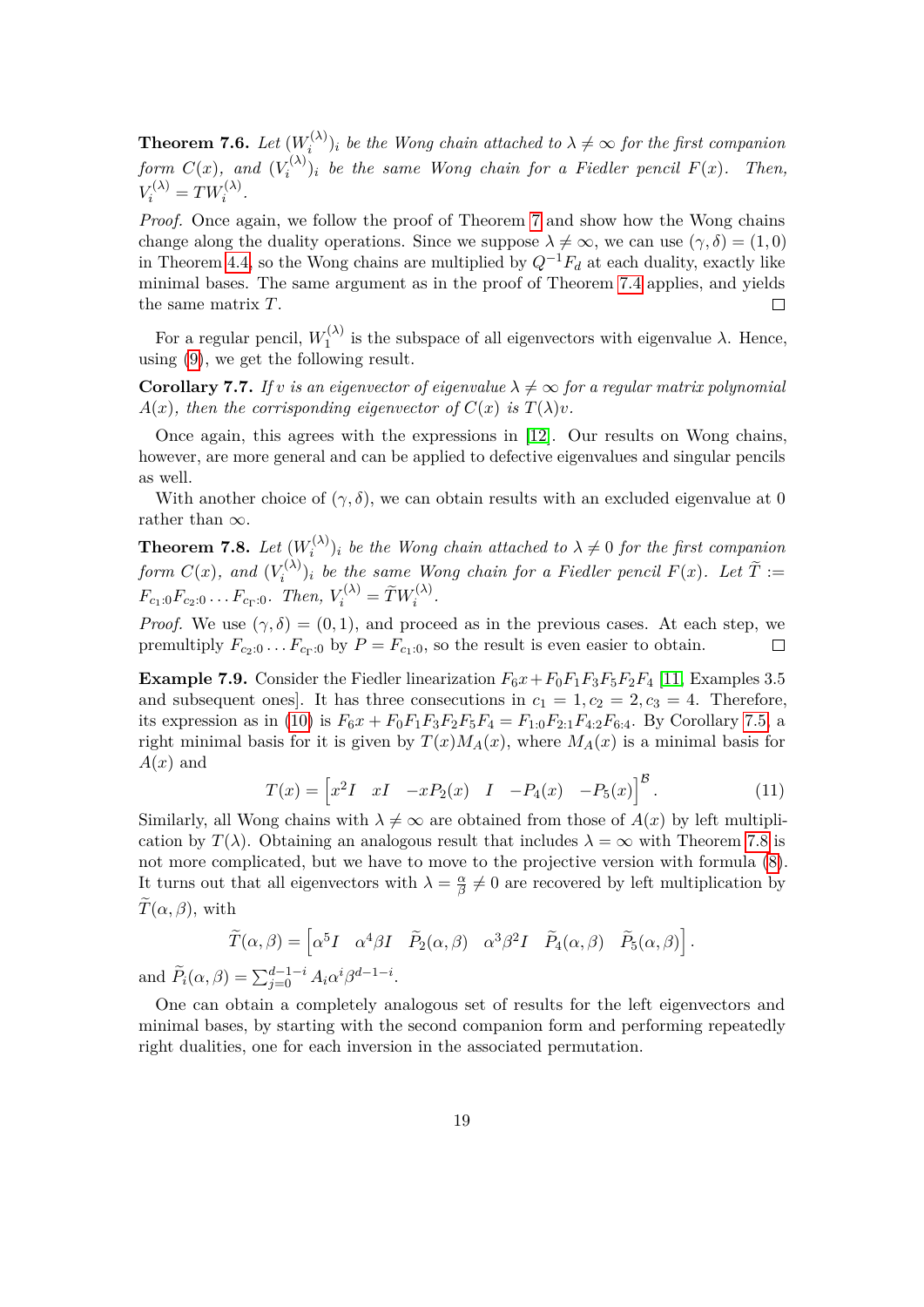**Theorem 7.6.** *Let $(W_i^{(\lambda)})_i$ be the Wong chain attached to $\lambda \neq \infty$ for the first companion form $C(x)$, and $(V_i^{(\lambda)})_i$ be the same Wong chain for a Fiedler pencil $F(x)$. Then, $V_i^{(\lambda)} = TW_i^{(\lambda)}$.*

*Proof.* Once again, we follow the proof of Theorem 7 and show how the Wong chains change along the duality operations. Since we suppose $\lambda \neq \infty$, we can use $(\gamma, \delta) = (1, 0)$ in Theorem 4.4, so the Wong chains are multiplied by $Q^{-1}F_d$ at each duality, exactly like minimal bases. The same argument as in the proof of Theorem 7.4 applies, and yields the same matrix $T$. □

For a regular pencil, $W_1^{(\lambda)}$ is the subspace of all eigenvectors with eigenvalue $\lambda$. Hence, using (9), we get the following result.

**Corollary 7.7.** *If $v$ is an eigenvector of eigenvalue $\lambda \neq \infty$ for a regular matrix polynomial $A(x)$, then the corresponding eigenvector of $C(x)$ is $T(\lambda)v$.*

Once again, this agrees with the expressions in [12]. Our results on Wong chains, however, are more general and can be applied to defective eigenvalues and singular pencils as well.

With another choice of $(\gamma, \delta)$, we can obtain results with an excluded eigenvalue at 0 rather than $\infty$.

**Theorem 7.8.** *Let $(W_i^{(\lambda)})_i$ be the Wong chain attached to $\lambda \neq 0$ for the first companion form $C(x)$, and $(V_i^{(\lambda)})_i$ be the same Wong chain for a Fiedler pencil $F(x)$. Let $\widetilde{T} := F_{c_1:0}F_{c_2:0}\dots F_{c_\Gamma:0}$. Then, $V_i^{(\lambda)} = \widetilde{T}W_i^{(\lambda)}$.*

*Proof.* We use $(\gamma, \delta) = (0, 1)$, and proceed as in the previous cases. At each step, we premultiply $F_{c_2:0}\dots F_{c_\Gamma:0}$ by $P = F_{c_1:0}$, so the result is even easier to obtain. □

**Example 7.9.** Consider the Fiedler linearization $F_6x + F_0F_1F_3F_5F_2F_4$ [11, Examples 3.5 and subsequent ones]. It has three consecutions in $c_1 = 1, c_2 = 2, c_3 = 4$. Therefore, its expression as in (10) is $F_6x + F_0F_1F_3F_2F_5F_4 = F_{1:0}F_{2:1}F_{4:2}F_{6:4}$. By Corollary 7.5, a right minimal basis for it is given by $T(x)M_A(x)$, where $M_A(x)$ is a minimal basis for $A(x)$ and

$$T(x) = \begin{bmatrix} x^2I & xI & -xP_2(x) & I & -P_4(x) & -P_5(x) \end{bmatrix}^{\mathcal{B}}. \tag{11}$$

Similarly, all Wong chains with $\lambda \neq \infty$ are obtained from those of $A(x)$ by left multiplication by $T(\lambda)$. Obtaining an analogous result that includes $\lambda = \infty$ with Theorem 7.8 is not more complicated, but we have to move to the projective version with formula (8). It turns out that all eigenvectors with $\lambda = \frac{\alpha}{\beta} \neq 0$ are recovered by left multiplication by $\widetilde{T}(\alpha, \beta)$, with

$$\widetilde{T}(\alpha, \beta) = \begin{bmatrix} \alpha^5 I & \alpha^4\beta I & \widetilde{P}_2(\alpha, \beta) & \alpha^3\beta^2 I & \widetilde{P}_4(\alpha, \beta) & \widetilde{P}_5(\alpha, \beta) \end{bmatrix}.$$

and $\widetilde{P}_i(\alpha, \beta) = \sum_{j=0}^{d-1-i} A_i\alpha^i\beta^{d-1-i}$.

One can obtain a completely analogous set of results for the left eigenvectors and minimal bases, by starting with the second companion form and performing repeatedly right dualities, one for each inversion in the associated permutation.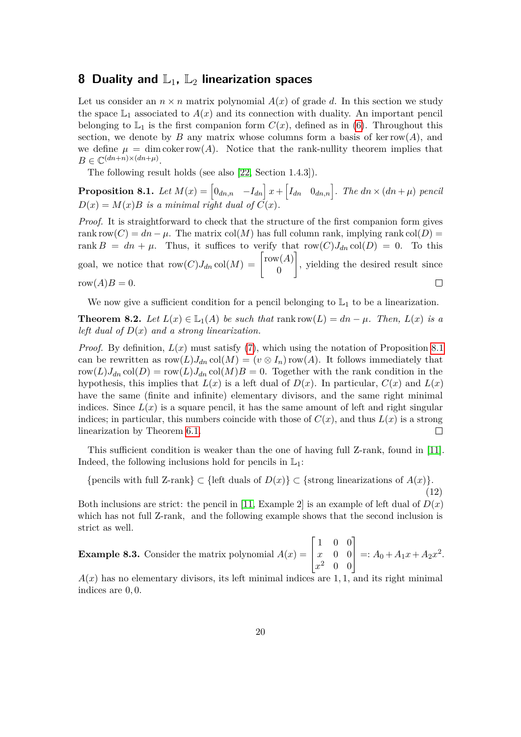## 8 Duality and $\mathbb{L}_1$, $\mathbb{L}_2$ linearization spaces

Let us consider an $n \times n$ matrix polynomial $A(x)$ of grade $d$. In this section we study the space $\mathbb{L}_1$ associated to $A(x)$ and its connection with duality. An important pencil belonging to $\mathbb{L}_1$ is the first companion form $C(x)$, defined as in (6). Throughout this section, we denote by $B$ any matrix whose columns form a basis of $\ker \operatorname{row}(A)$, and we define $\mu = \dim \operatorname{coker} \operatorname{row}(A)$. Notice that the rank-nullity theorem implies that $B \in \mathbb{C}^{(dn+n)\times(dn+\mu)}$.

The following result holds (see also [22, Section 1.4.3]).

**Proposition 8.1.** *Let $M(x) = \begin{bmatrix} 0_{dn,n} & -I_{dn} \end{bmatrix} x + \begin{bmatrix} I_{dn} & 0_{dn,n} \end{bmatrix}$. The $dn \times (dn+\mu)$ pencil $D(x) = M(x)B$ is a minimal right dual of $C(x)$.*

*Proof.* It is straightforward to check that the structure of the first companion form gives $\operatorname{rank} \operatorname{row}(C) = dn - \mu$. The matrix $\operatorname{col}(M)$ has full column rank, implying $\operatorname{rank} \operatorname{col}(D) = \operatorname{rank} B = dn + \mu$. Thus, it suffices to verify that $\operatorname{row}(C) J_{dn} \operatorname{col}(D) = 0$. To this goal, we notice that $\operatorname{row}(C) J_{dn} \operatorname{col}(M) = \begin{bmatrix} \operatorname{row}(A) \\ 0 \end{bmatrix}$, yielding the desired result since $\operatorname{row}(A) B = 0$. □

We now give a sufficient condition for a pencil belonging to $\mathbb{L}_1$ to be a linearization.

**Theorem 8.2.** *Let $L(x) \in \mathbb{L}_1(A)$ be such that $\operatorname{rank} \operatorname{row}(L) = dn - \mu$. Then, $L(x)$ is a left dual of $D(x)$ and a strong linearization.*

*Proof.* By definition, $L(x)$ must satisfy (7), which using the notation of Proposition 8.1 can be rewritten as $\operatorname{row}(L) J_{dn} \operatorname{col}(M) = (v \otimes I_n) \operatorname{row}(A)$. It follows immediately that $\operatorname{row}(L) J_{dn} \operatorname{col}(D) = \operatorname{row}(L) J_{dn} \operatorname{col}(M) B = 0$. Together with the rank condition in the hypothesis, this implies that $L(x)$ is a left dual of $D(x)$. In particular, $C(x)$ and $L(x)$ have the same (finite and infinite) elementary divisors, and the same right minimal indices. Since $L(x)$ is a square pencil, it has the same amount of left and right singular indices; in particular, this numbers coincide with those of $C(x)$, and thus $L(x)$ is a strong linearization by Theorem 6.1. □

This sufficient condition is weaker than the one of having full Z-rank, found in [11]. Indeed, the following inclusions hold for pencils in $\mathbb{L}_1$:

$$\{\text{pencils with full Z-rank}\} \subset \{\text{left duals of } D(x)\} \subset \{\text{strong linearizations of } A(x)\}. \tag{12}$$

Both inclusions are strict: the pencil in [11, Example 2] is an example of left dual of $D(x)$ which has not full Z-rank, and the following example shows that the second inclusion is strict as well.

**Example 8.3.** Consider the matrix polynomial $A(x) = \begin{bmatrix} 1 & 0 & 0 \\ x & 0 & 0 \\ x^2 & 0 & 0 \end{bmatrix} =: A_0 + A_1 x + A_2 x^2$.

$A(x)$ has no elementary divisors, its left minimal indices are $1, 1$, and its right minimal indices are $0, 0$.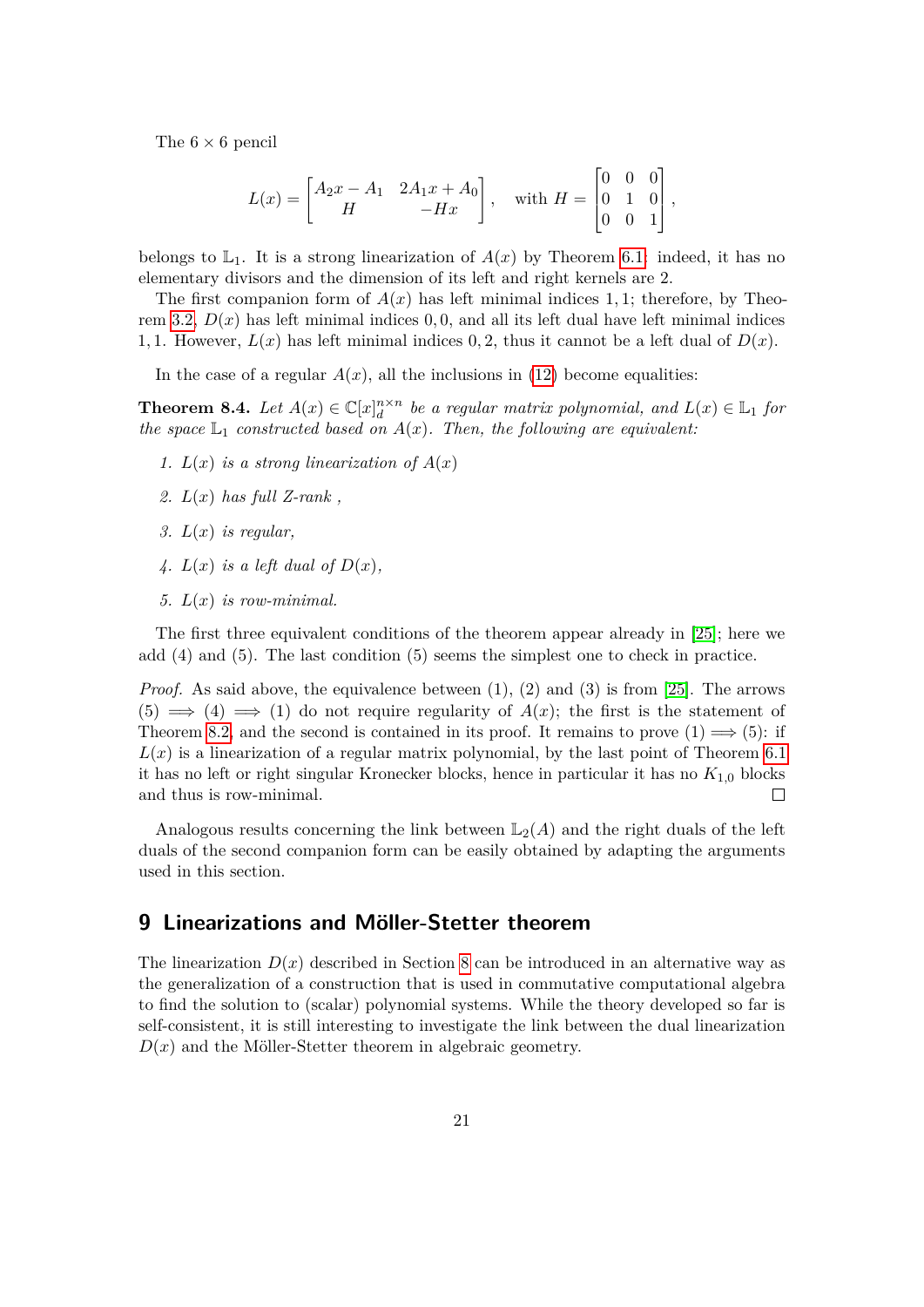The $6 \times 6$ pencil

$$L(x) = \begin{bmatrix} A_2 x - A_1 & 2A_1 x + A_0 \\ H & -Hx \end{bmatrix}, \quad \text{with } H = \begin{bmatrix} 0 & 0 & 0 \\ 0 & 1 & 0 \\ 0 & 0 & 1 \end{bmatrix},$$

belongs to $\mathbb{L}_1$. It is a strong linearization of $A(x)$ by Theorem 6.1: indeed, it has no elementary divisors and the dimension of its left and right kernels are 2.

The first companion form of $A(x)$ has left minimal indices $1, 1$; therefore, by Theorem 3.2, $D(x)$ has left minimal indices $0, 0$, and all its left dual have left minimal indices $1, 1$. However, $L(x)$ has left minimal indices $0, 2$, thus it cannot be a left dual of $D(x)$.

In the case of a regular $A(x)$, all the inclusions in (12) become equalities:

**Theorem 8.4.** *Let $A(x) \in \mathbb{C}[x]_d^{n \times n}$ be a regular matrix polynomial, and $L(x) \in \mathbb{L}_1$ for the space $\mathbb{L}_1$ constructed based on $A(x)$. Then, the following are equivalent:*

1. *$L(x)$ is a strong linearization of $A(x)$*
2. *$L(x)$ has full Z-rank ,*
3. *$L(x)$ is regular,*
4. *$L(x)$ is a left dual of $D(x)$,*
5. *$L(x)$ is row-minimal.*

The first three equivalent conditions of the theorem appear already in [25]; here we add (4) and (5). The last condition (5) seems the simplest one to check in practice.

*Proof.* As said above, the equivalence between (1), (2) and (3) is from [25]. The arrows (5) $\implies$ (4) $\implies$ (1) do not require regularity of $A(x)$; the first is the statement of Theorem 8.2, and the second is contained in its proof. It remains to prove (1) $\implies$ (5): if $L(x)$ is a linearization of a regular matrix polynomial, by the last point of Theorem 6.1 it has no left or right singular Kronecker blocks, hence in particular it has no $K_{1,0}$ blocks and thus is row-minimal. $\square$

Analogous results concerning the link between $\mathbb{L}_2(A)$ and the right duals of the left duals of the second companion form can be easily obtained by adapting the arguments used in this section.

## 9 Linearizations and Möller-Stetter theorem

The linearization $D(x)$ described in Section 8 can be introduced in an alternative way as the generalization of a construction that is used in commutative computational algebra to find the solution to (scalar) polynomial systems. While the theory developed so far is self-consistent, it is still interesting to investigate the link between the dual linearization $D(x)$ and the Möller-Stetter theorem in algebraic geometry.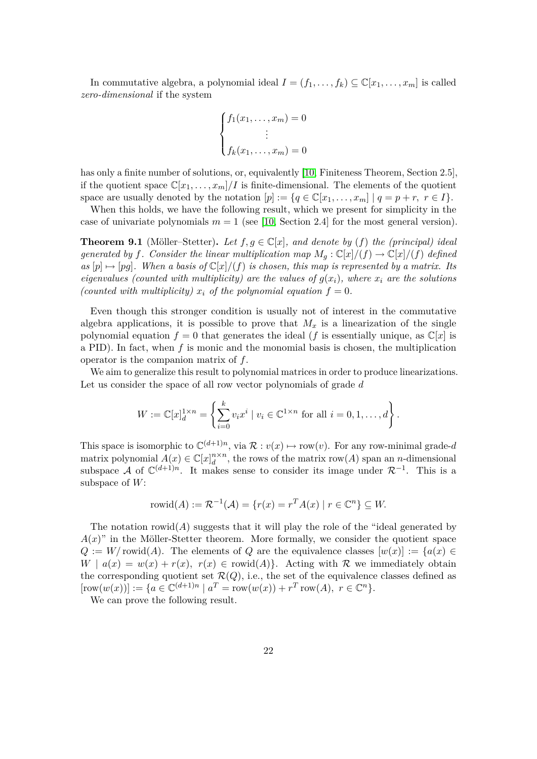In commutative algebra, a polynomial ideal $I = (f_1, \dots, f_k) \subseteq \mathbb{C}[x_1, \dots, x_m]$ is called *zero-dimensional* if the system

$$\begin{cases} f_1(x_1, \dots, x_m) = 0 \\ \qquad \vdots \\ f_k(x_1, \dots, x_m) = 0 \end{cases}$$

has only a finite number of solutions, or, equivalently [10, Finiteness Theorem, Section 2.5], if the quotient space $\mathbb{C}[x_1, \dots, x_m]/I$ is finite-dimensional. The elements of the quotient space are usually denoted by the notation $[p] := \{q \in \mathbb{C}[x_1, \dots, x_m] \mid q = p + r,\ r \in I\}$.

When this holds, we have the following result, which we present for simplicity in the case of univariate polynomials $m = 1$ (see [10, Section 2.4] for the most general version).

**Theorem 9.1** (Möller–Stetter)**.** *Let $f, g \in \mathbb{C}[x]$, and denote by $(f)$ the (principal) ideal generated by $f$. Consider the linear multiplication map $M_g : \mathbb{C}[x]/(f) \to \mathbb{C}[x]/(f)$ defined as $[p] \mapsto [pg]$. When a basis of $\mathbb{C}[x]/(f)$ is chosen, this map is represented by a matrix. Its eigenvalues (counted with multiplicity) are the values of $g(x_i)$, where $x_i$ are the solutions (counted with multiplicity) $x_i$ of the polynomial equation $f = 0$.*

Even though this stronger condition is usually not of interest in the commutative algebra applications, it is possible to prove that $M_x$ is a linearization of the single polynomial equation $f = 0$ that generates the ideal ($f$ is essentially unique, as $\mathbb{C}[x]$ is a PID). In fact, when $f$ is monic and the monomial basis is chosen, the multiplication operator is the companion matrix of $f$.

We aim to generalize this result to polynomial matrices in order to produce linearizations. Let us consider the space of all row vector polynomials of grade $d$

$$W := \mathbb{C}[x]_d^{1 \times n} = \left\{ \sum_{i=0}^{k} v_i x^i \mid v_i \in \mathbb{C}^{1 \times n} \text{ for all } i = 0, 1, \dots, d \right\}.$$

This space is isomorphic to $\mathbb{C}^{(d+1)n}$, via $\mathcal{R} : v(x) \mapsto \mathrm{row}(v)$. For any row-minimal grade-$d$ matrix polynomial $A(x) \in \mathbb{C}[x]_d^{n \times n}$, the rows of the matrix $\mathrm{row}(A)$ span an $n$-dimensional subspace $\mathcal{A}$ of $\mathbb{C}^{(d+1)n}$. It makes sense to consider its image under $\mathcal{R}^{-1}$. This is a subspace of $W$:

$$\mathrm{rowid}(A) := \mathcal{R}^{-1}(\mathcal{A}) = \{r(x) = r^T A(x) \mid r \in \mathbb{C}^n\} \subseteq W.$$

The notation $\mathrm{rowid}(A)$ suggests that it will play the role of the "ideal generated by $A(x)$" in the Möller-Stetter theorem. More formally, we consider the quotient space $Q := W/\mathrm{rowid}(A)$. The elements of $Q$ are the equivalence classes $[w(x)] := \{a(x) \in W \mid a(x) = w(x) + r(x),\ r(x) \in \mathrm{rowid}(A)\}$. Acting with $\mathcal{R}$ we immediately obtain the corresponding quotient set $\mathcal{R}(Q)$, i.e., the set of the equivalence classes defined as $[\mathrm{row}(w(x))] := \{a \in \mathbb{C}^{(d+1)n} \mid a^T = \mathrm{row}(w(x)) + r^T \mathrm{row}(A),\ r \in \mathbb{C}^n\}$.

We can prove the following result.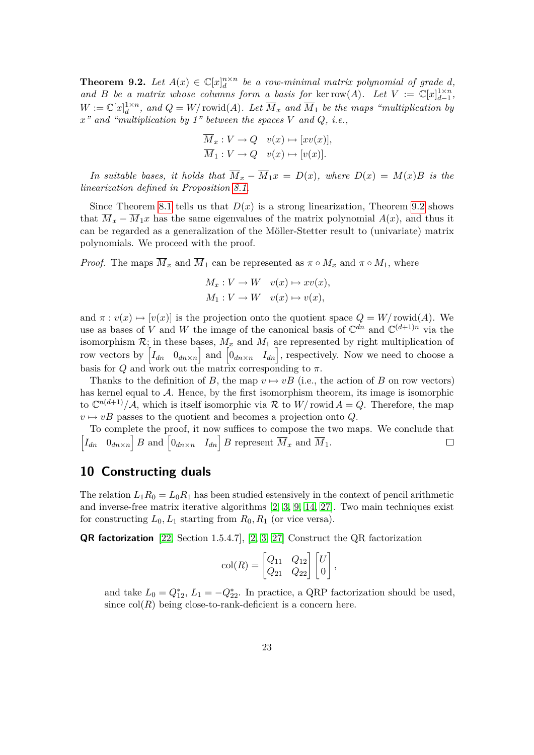**Theorem 9.2.** *Let $A(x) \in \mathbb{C}[x]_d^{n\times n}$ be a row-minimal matrix polynomial of grade $d$, and $B$ be a matrix whose columns form a basis for $\ker \operatorname{row}(A)$. Let $V := \mathbb{C}[x]_{d-1}^{1\times n}$, $W := \mathbb{C}[x]_d^{1\times n}$, and $Q = W/\operatorname{rowid}(A)$. Let $\overline{M}_x$ and $\overline{M}_1$ be the maps "multiplication by $x$" and "multiplication by 1" between the spaces $V$ and $Q$, i.e.,*

$$\overline{M}_x : V \to Q \quad v(x) \mapsto [xv(x)],$$
$$\overline{M}_1 : V \to Q \quad v(x) \mapsto [v(x)].$$

*In suitable bases, it holds that $\overline{M}_x - \overline{M}_1 x = D(x)$, where $D(x) = M(x)B$ is the linearization defined in Proposition 8.1.*

Since Theorem 8.1 tells us that $D(x)$ is a strong linearization, Theorem 9.2 shows that $\overline{M}_x - \overline{M}_1 x$ has the same eigenvalues of the matrix polynomial $A(x)$, and thus it can be regarded as a generalization of the Möller-Stetter result to (univariate) matrix polynomials. We proceed with the proof.

*Proof.* The maps $\overline{M}_x$ and $\overline{M}_1$ can be represented as $\pi \circ M_x$ and $\pi \circ M_1$, where

$$M_x : V \to W \quad v(x) \mapsto xv(x),$$
$$M_1 : V \to W \quad v(x) \mapsto v(x),$$

and $\pi : v(x) \mapsto [v(x)]$ is the projection onto the quotient space $Q = W/\operatorname{rowid}(A)$. We use as bases of $V$ and $W$ the image of the canonical basis of $\mathbb{C}^{dn}$ and $\mathbb{C}^{(d+1)n}$ via the isomorphism $\mathcal{R}$; in these bases, $M_x$ and $M_1$ are represented by right multiplication of row vectors by $\begin{bmatrix} I_{dn} & 0_{dn\times n} \end{bmatrix}$ and $\begin{bmatrix} 0_{dn\times n} & I_{dn} \end{bmatrix}$, respectively. Now we need to choose a basis for $Q$ and work out the matrix corresponding to $\pi$.

Thanks to the definition of $B$, the map $v \mapsto vB$ (i.e., the action of $B$ on row vectors) has kernel equal to $\mathcal{A}$. Hence, by the first isomorphism theorem, its image is isomorphic to $\mathbb{C}^{n(d+1)}/\mathcal{A}$, which is itself isomorphic via $\mathcal{R}$ to $W/\operatorname{rowid} A = Q$. Therefore, the map $v \mapsto vB$ passes to the quotient and becomes a projection onto $Q$.

To complete the proof, it now suffices to compose the two maps. We conclude that $\begin{bmatrix} I_{dn} & 0_{dn\times n} \end{bmatrix} B$ and $\begin{bmatrix} 0_{dn\times n} & I_{dn} \end{bmatrix} B$ represent $\overline{M}_x$ and $\overline{M}_1$. $\square$

## 10 Constructing duals

The relation $L_1 R_0 = L_0 R_1$ has been studied estensively in the context of pencil arithmetic and inverse-free matrix iterative algorithms [2, 3, 9, 14, 27]. Two main techniques exist for constructing $L_0, L_1$ starting from $R_0, R_1$ (or vice versa).

**QR factorization** [22, Section 1.5.4.7], [2, 3, 27] Construct the QR factorization

$$\operatorname{col}(R) = \begin{bmatrix} Q_{11} & Q_{12} \\ Q_{21} & Q_{22} \end{bmatrix} \begin{bmatrix} U \\ 0 \end{bmatrix},$$

and take $L_0 = Q_{12}^*$, $L_1 = -Q_{22}^*$. In practice, a QRP factorization should be used, since $\operatorname{col}(R)$ being close-to-rank-deficient is a concern here.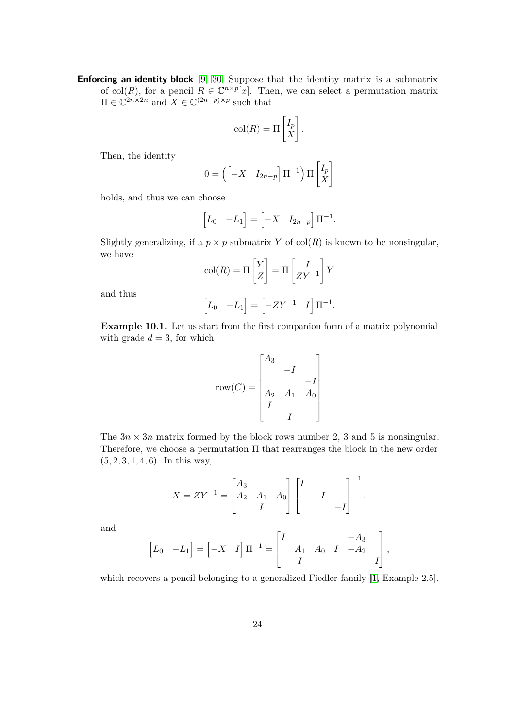**Enforcing an identity block** [9, 30] Suppose that the identity matrix is a submatrix of $\operatorname{col}(R)$, for a pencil $R \in \mathbb{C}^{n\times p}[x]$. Then, we can select a permutation matrix $\Pi \in \mathbb{C}^{2n\times 2n}$ and $X \in \mathbb{C}^{(2n-p)\times p}$ such that

$$\operatorname{col}(R) = \Pi \begin{bmatrix} I_p \\ X \end{bmatrix}.$$

Then, the identity

$$0 = \left( \begin{bmatrix} -X & I_{2n-p} \end{bmatrix} \Pi^{-1} \right) \Pi \begin{bmatrix} I_p \\ X \end{bmatrix}$$

holds, and thus we can choose

$$\begin{bmatrix} L_0 & -L_1 \end{bmatrix} = \begin{bmatrix} -X & I_{2n-p} \end{bmatrix} \Pi^{-1}.$$

Slightly generalizing, if a $p \times p$ submatrix $Y$ of $\operatorname{col}(R)$ is known to be nonsingular, we have

$$\operatorname{col}(R) = \Pi \begin{bmatrix} Y \\ Z \end{bmatrix} = \Pi \begin{bmatrix} I \\ ZY^{-1} \end{bmatrix} Y$$

and thus

$$\begin{bmatrix} L_0 & -L_1 \end{bmatrix} = \begin{bmatrix} -ZY^{-1} & I \end{bmatrix} \Pi^{-1}.$$

**Example 10.1.** Let us start from the first companion form of a matrix polynomial with grade $d = 3$, for which

$$\operatorname{row}(C) = \begin{bmatrix} A_3 & & \\ & -I & \\ & & -I \\ A_2 & A_1 & A_0 \\ I & & \\ & I & \end{bmatrix}$$

The $3n \times 3n$ matrix formed by the block rows number 2, 3 and 5 is nonsingular. Therefore, we choose a permutation $\Pi$ that rearranges the block in the new order $(5, 2, 3, 1, 4, 6)$. In this way,

$$X = ZY^{-1} = \begin{bmatrix} A_3 & & \\ A_2 & A_1 & A_0 \\ & I & \end{bmatrix} \begin{bmatrix} I & & \\ & -I & \\ & & -I \end{bmatrix}^{-1},$$

and

$$\begin{bmatrix} L_0 & -L_1 \end{bmatrix} = \begin{bmatrix} -X & I \end{bmatrix} \Pi^{-1} = \begin{bmatrix} I & & & & -A_3 & \\ & A_1 & A_0 & I & -A_2 & \\ & I & & & & I \end{bmatrix},$$

which recovers a pencil belonging to a generalized Fiedler family [1, Example 2.5].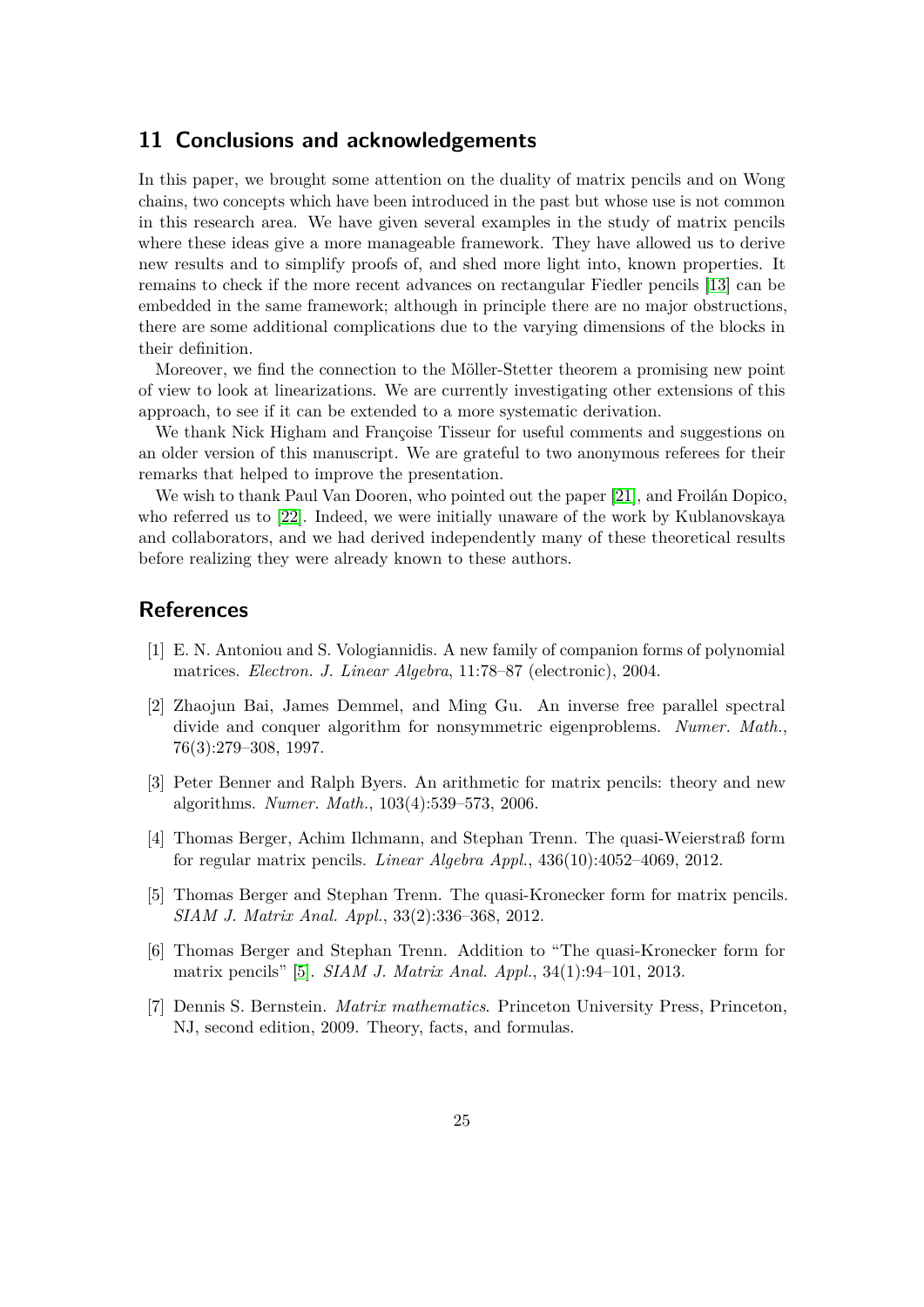## 11 Conclusions and acknowledgements

In this paper, we brought some attention on the duality of matrix pencils and on Wong chains, two concepts which have been introduced in the past but whose use is not common in this research area. We have given several examples in the study of matrix pencils where these ideas give a more manageable framework. They have allowed us to derive new results and to simplify proofs of, and shed more light into, known properties. It remains to check if the more recent advances on rectangular Fiedler pencils [13] can be embedded in the same framework; although in principle there are no major obstructions, there are some additional complications due to the varying dimensions of the blocks in their definition.

Moreover, we find the connection to the Möller-Stetter theorem a promising new point of view to look at linearizations. We are currently investigating other extensions of this approach, to see if it can be extended to a more systematic derivation.

We thank Nick Higham and Françoise Tisseur for useful comments and suggestions on an older version of this manuscript. We are grateful to two anonymous referees for their remarks that helped to improve the presentation.

We wish to thank Paul Van Dooren, who pointed out the paper [21], and Froilán Dopico, who referred us to [22]. Indeed, we were initially unaware of the work by Kublanovskaya and collaborators, and we had derived independently many of these theoretical results before realizing they were already known to these authors.

## References

[1] E. N. Antoniou and S. Vologiannidis. A new family of companion forms of polynomial matrices. *Electron. J. Linear Algebra*, 11:78–87 (electronic), 2004.

[2] Zhaojun Bai, James Demmel, and Ming Gu. An inverse free parallel spectral divide and conquer algorithm for nonsymmetric eigenproblems. *Numer. Math.*, 76(3):279–308, 1997.

[3] Peter Benner and Ralph Byers. An arithmetic for matrix pencils: theory and new algorithms. *Numer. Math.*, 103(4):539–573, 2006.

[4] Thomas Berger, Achim Ilchmann, and Stephan Trenn. The quasi-Weierstraß form for regular matrix pencils. *Linear Algebra Appl.*, 436(10):4052–4069, 2012.

[5] Thomas Berger and Stephan Trenn. The quasi-Kronecker form for matrix pencils. *SIAM J. Matrix Anal. Appl.*, 33(2):336–368, 2012.

[6] Thomas Berger and Stephan Trenn. Addition to "The quasi-Kronecker form for matrix pencils" [5]. *SIAM J. Matrix Anal. Appl.*, 34(1):94–101, 2013.

[7] Dennis S. Bernstein. *Matrix mathematics*. Princeton University Press, Princeton, NJ, second edition, 2009. Theory, facts, and formulas.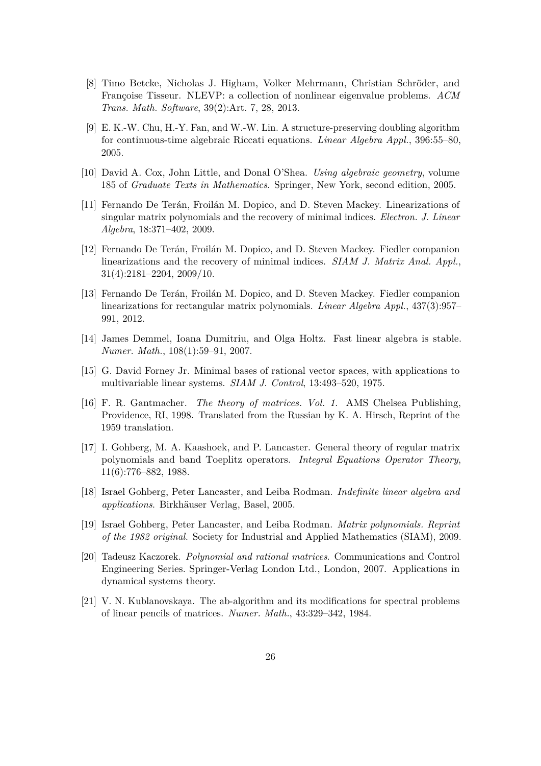[8] Timo Betcke, Nicholas J. Higham, Volker Mehrmann, Christian Schröder, and Françoise Tisseur. NLEVP: a collection of nonlinear eigenvalue problems. *ACM Trans. Math. Software*, 39(2):Art. 7, 28, 2013.

[9] E. K.-W. Chu, H.-Y. Fan, and W.-W. Lin. A structure-preserving doubling algorithm for continuous-time algebraic Riccati equations. *Linear Algebra Appl.*, 396:55–80, 2005.

[10] David A. Cox, John Little, and Donal O'Shea. *Using algebraic geometry*, volume 185 of *Graduate Texts in Mathematics*. Springer, New York, second edition, 2005.

[11] Fernando De Terán, Froilán M. Dopico, and D. Steven Mackey. Linearizations of singular matrix polynomials and the recovery of minimal indices. *Electron. J. Linear Algebra*, 18:371–402, 2009.

[12] Fernando De Terán, Froilán M. Dopico, and D. Steven Mackey. Fiedler companion linearizations and the recovery of minimal indices. *SIAM J. Matrix Anal. Appl.*, 31(4):2181–2204, 2009/10.

[13] Fernando De Terán, Froilán M. Dopico, and D. Steven Mackey. Fiedler companion linearizations for rectangular matrix polynomials. *Linear Algebra Appl.*, 437(3):957–991, 2012.

[14] James Demmel, Ioana Dumitriu, and Olga Holtz. Fast linear algebra is stable. *Numer. Math.*, 108(1):59–91, 2007.

[15] G. David Forney Jr. Minimal bases of rational vector spaces, with applications to multivariable linear systems. *SIAM J. Control*, 13:493–520, 1975.

[16] F. R. Gantmacher. *The theory of matrices. Vol. 1.* AMS Chelsea Publishing, Providence, RI, 1998. Translated from the Russian by K. A. Hirsch, Reprint of the 1959 translation.

[17] I. Gohberg, M. A. Kaashoek, and P. Lancaster. General theory of regular matrix polynomials and band Toeplitz operators. *Integral Equations Operator Theory*, 11(6):776–882, 1988.

[18] Israel Gohberg, Peter Lancaster, and Leiba Rodman. *Indefinite linear algebra and applications*. Birkhäuser Verlag, Basel, 2005.

[19] Israel Gohberg, Peter Lancaster, and Leiba Rodman. *Matrix polynomials. Reprint of the 1982 original.* Society for Industrial and Applied Mathematics (SIAM), 2009.

[20] Tadeusz Kaczorek. *Polynomial and rational matrices*. Communications and Control Engineering Series. Springer-Verlag London Ltd., London, 2007. Applications in dynamical systems theory.

[21] V. N. Kublanovskaya. The ab-algorithm and its modifications for spectral problems of linear pencils of matrices. *Numer. Math.*, 43:329–342, 1984.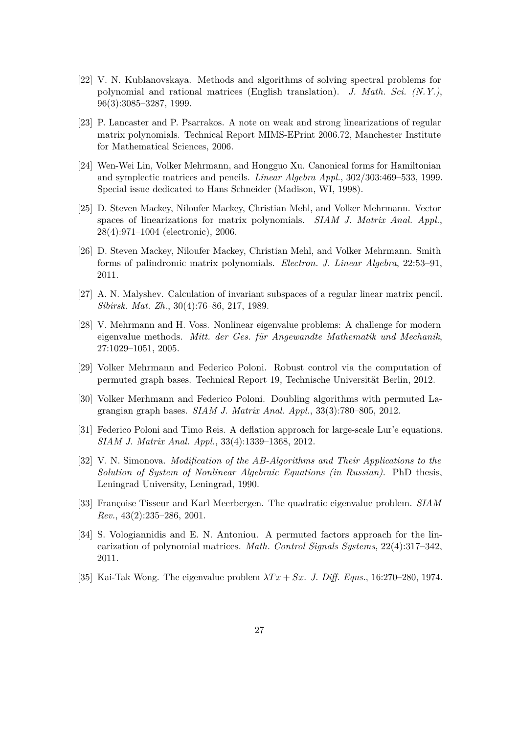[22] V. N. Kublanovskaya. Methods and algorithms of solving spectral problems for polynomial and rational matrices (English translation). *J. Math. Sci. (N.Y.)*, 96(3):3085–3287, 1999.

[23] P. Lancaster and P. Psarrakos. A note on weak and strong linearizations of regular matrix polynomials. Technical Report MIMS-EPrint 2006.72, Manchester Institute for Mathematical Sciences, 2006.

[24] Wen-Wei Lin, Volker Mehrmann, and Hongguo Xu. Canonical forms for Hamiltonian and symplectic matrices and pencils. *Linear Algebra Appl.*, 302/303:469–533, 1999. Special issue dedicated to Hans Schneider (Madison, WI, 1998).

[25] D. Steven Mackey, Niloufer Mackey, Christian Mehl, and Volker Mehrmann. Vector spaces of linearizations for matrix polynomials. *SIAM J. Matrix Anal. Appl.*, 28(4):971–1004 (electronic), 2006.

[26] D. Steven Mackey, Niloufer Mackey, Christian Mehl, and Volker Mehrmann. Smith forms of palindromic matrix polynomials. *Electron. J. Linear Algebra*, 22:53–91, 2011.

[27] A. N. Malyshev. Calculation of invariant subspaces of a regular linear matrix pencil. *Sibirsk. Mat. Zh.*, 30(4):76–86, 217, 1989.

[28] V. Mehrmann and H. Voss. Nonlinear eigenvalue problems: A challenge for modern eigenvalue methods. *Mitt. der Ges. für Angewandte Mathematik und Mechanik*, 27:1029–1051, 2005.

[29] Volker Mehrmann and Federico Poloni. Robust control via the computation of permuted graph bases. Technical Report 19, Technische Universität Berlin, 2012.

[30] Volker Merhmann and Federico Poloni. Doubling algorithms with permuted Lagrangian graph bases. *SIAM J. Matrix Anal. Appl.*, 33(3):780–805, 2012.

[31] Federico Poloni and Timo Reis. A deflation approach for large-scale Lur'e equations. *SIAM J. Matrix Anal. Appl.*, 33(4):1339–1368, 2012.

[32] V. N. Simonova. *Modification of the AB-Algorithms and Their Applications to the Solution of System of Nonlinear Algebraic Equations (in Russian)*. PhD thesis, Leningrad University, Leningrad, 1990.

[33] Françoise Tisseur and Karl Meerbergen. The quadratic eigenvalue problem. *SIAM Rev.*, 43(2):235–286, 2001.

[34] S. Vologiannidis and E. N. Antoniou. A permuted factors approach for the linearization of polynomial matrices. *Math. Control Signals Systems*, 22(4):317–342, 2011.

[35] Kai-Tak Wong. The eigenvalue problem $\lambda Tx + Sx$. *J. Diff. Eqns.*, 16:270–280, 1974.